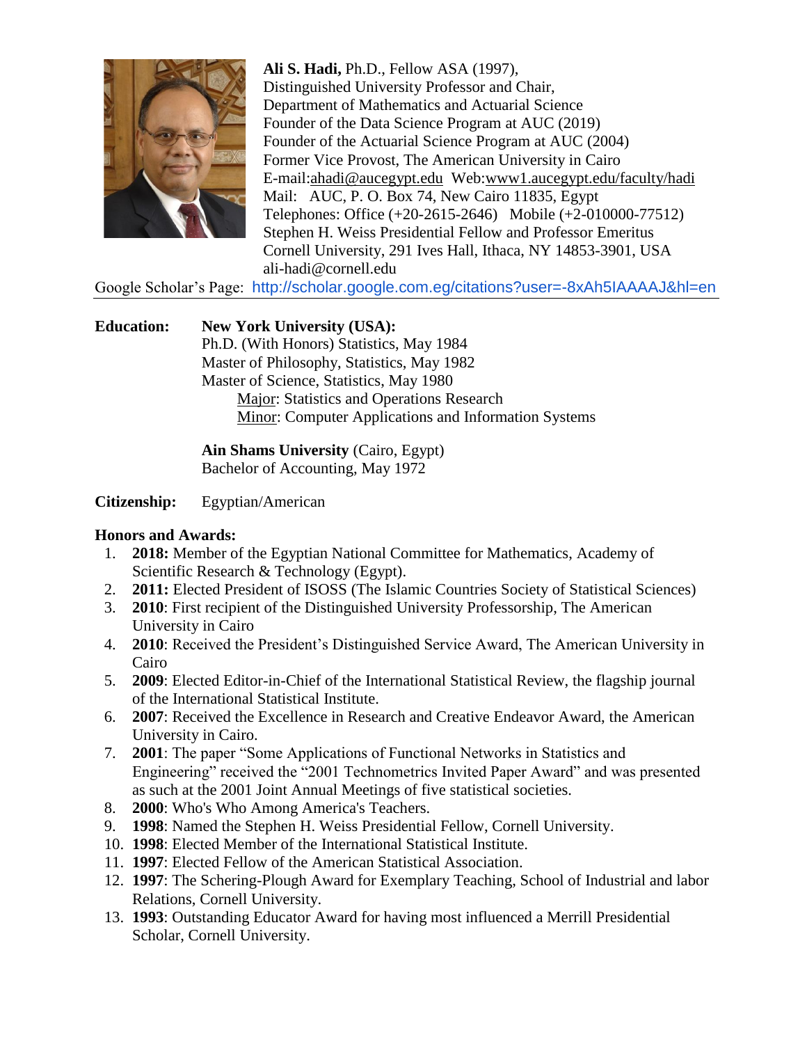**Ali S. Hadi,** Ph.D., Fellow ASA (1997),
Distinguished University Professor and Chair,
Department of Mathematics and Actuarial Science
Founder of the Data Science Program at AUC (2019)
Founder of the Actuarial Science Program at AUC (2004)
Former Vice Provost, The American University in Cairo
E-mail:ahadi@aucegypt.edu Web:www1.aucegypt.edu/faculty/hadi
Mail: AUC, P. O. Box 74, New Cairo 11835, Egypt
Telephones: Office (+20-2615-2646) Mobile (+2-010000-77512)
Stephen H. Weiss Presidential Fellow and Professor Emeritus
Cornell University, 291 Ives Hall, Ithaca, NY 14853-3901, USA
ali-hadi@cornell.edu
Google Scholar's Page: http://scholar.google.com.eg/citations?user=-8xAh5IAAAAJ&hl=en

---

**Education:**

**New York University (USA):**
Ph.D. (With Honors) Statistics, May 1984
Master of Philosophy, Statistics, May 1982
Master of Science, Statistics, May 1980
Major: Statistics and Operations Research
Minor: Computer Applications and Information Systems

**Ain Shams University** (Cairo, Egypt)
Bachelor of Accounting, May 1972

**Citizenship:** Egyptian/American

**Honors and Awards:**

1. **2018:** Member of the Egyptian National Committee for Mathematics, Academy of Scientific Research & Technology (Egypt).
2. **2011:** Elected President of ISOSS (The Islamic Countries Society of Statistical Sciences)
3. **2010**: First recipient of the Distinguished University Professorship, The American University in Cairo
4. **2010**: Received the President's Distinguished Service Award, The American University in Cairo
5. **2009**: Elected Editor-in-Chief of the International Statistical Review, the flagship journal of the International Statistical Institute.
6. **2007**: Received the Excellence in Research and Creative Endeavor Award, the American University in Cairo.
7. **2001**: The paper "Some Applications of Functional Networks in Statistics and Engineering" received the "2001 Technometrics Invited Paper Award" and was presented as such at the 2001 Joint Annual Meetings of five statistical societies.
8. **2000**: Who's Who Among America's Teachers.
9. **1998**: Named the Stephen H. Weiss Presidential Fellow, Cornell University.
10. **1998**: Elected Member of the International Statistical Institute.
11. **1997**: Elected Fellow of the American Statistical Association.
12. **1997**: The Schering-Plough Award for Exemplary Teaching, School of Industrial and labor Relations, Cornell University.
13. **1993**: Outstanding Educator Award for having most influenced a Merrill Presidential Scholar, Cornell University.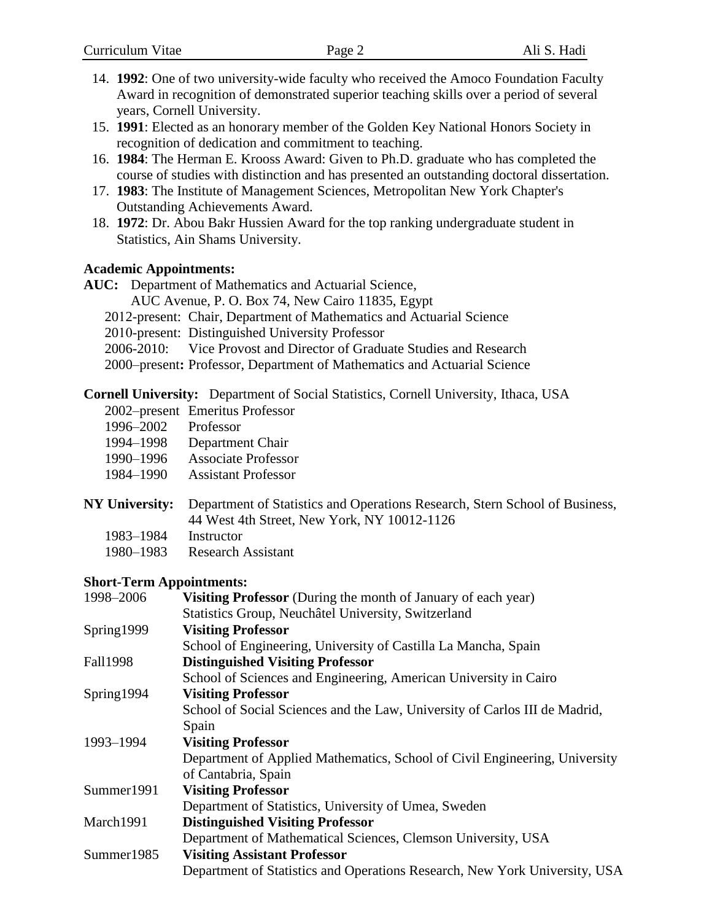14. **1992**: One of two university-wide faculty who received the Amoco Foundation Faculty Award in recognition of demonstrated superior teaching skills over a period of several years, Cornell University.
15. **1991**: Elected as an honorary member of the Golden Key National Honors Society in recognition of dedication and commitment to teaching.
16. **1984**: The Herman E. Krooss Award: Given to Ph.D. graduate who has completed the course of studies with distinction and has presented an outstanding doctoral dissertation.
17. **1983**: The Institute of Management Sciences, Metropolitan New York Chapter's Outstanding Achievements Award.
18. **1972**: Dr. Abou Bakr Hussien Award for the top ranking undergraduate student in Statistics, Ain Shams University.

**Academic Appointments:**

**AUC:** Department of Mathematics and Actuarial Science,
AUC Avenue, P. O. Box 74, New Cairo 11835, Egypt

- 2012-present: Chair, Department of Mathematics and Actuarial Science
- 2010-present: Distinguished University Professor
- 2006-2010: Vice Provost and Director of Graduate Studies and Research
- 2000–present**:** Professor, Department of Mathematics and Actuarial Science

**Cornell University:** Department of Social Statistics, Cornell University, Ithaca, USA

- 2002–present Emeritus Professor
- 1996–2002 Professor
- 1994–1998 Department Chair
- 1990–1996 Associate Professor
- 1984–1990 Assistant Professor

**NY University:** Department of Statistics and Operations Research, Stern School of Business, 44 West 4th Street, New York, NY 10012-1126

- 1983–1984 Instructor
- 1980–1983 Research Assistant

**Short-Term Appointments:**

| | |
|---|---|
| 1998–2006 | **Visiting Professor** (During the month of January of each year)<br>Statistics Group, Neuchâtel University, Switzerland |
| Spring1999 | **Visiting Professor**<br>School of Engineering, University of Castilla La Mancha, Spain |
| Fall1998 | **Distinguished Visiting Professor**<br>School of Sciences and Engineering, American University in Cairo |
| Spring1994 | **Visiting Professor**<br>School of Social Sciences and the Law, University of Carlos III de Madrid, Spain |
| 1993–1994 | **Visiting Professor**<br>Department of Applied Mathematics, School of Civil Engineering, University of Cantabria, Spain |
| Summer1991 | **Visiting Professor**<br>Department of Statistics, University of Umea, Sweden |
| March1991 | **Distinguished Visiting Professor**<br>Department of Mathematical Sciences, Clemson University, USA |
| Summer1985 | **Visiting Assistant Professor**<br>Department of Statistics and Operations Research, New York University, USA |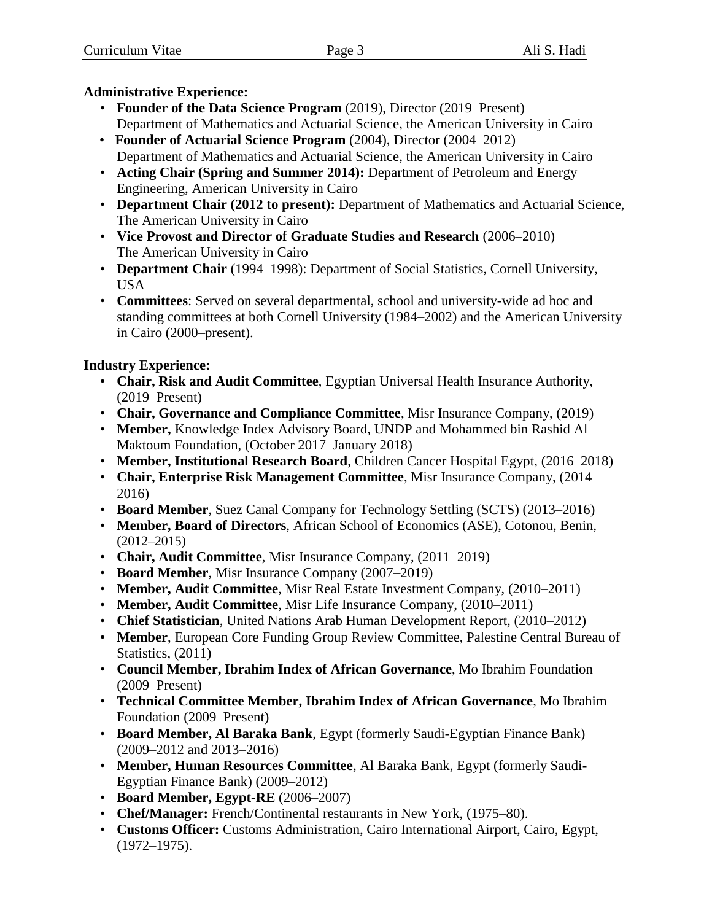**Administrative Experience:**

- **Founder of the Data Science Program** (2019), Director (2019–Present) Department of Mathematics and Actuarial Science, the American University in Cairo
- **Founder of Actuarial Science Program** (2004), Director (2004–2012) Department of Mathematics and Actuarial Science, the American University in Cairo
- **Acting Chair (Spring and Summer 2014):** Department of Petroleum and Energy Engineering, American University in Cairo
- **Department Chair (2012 to present):** Department of Mathematics and Actuarial Science, The American University in Cairo
- **Vice Provost and Director of Graduate Studies and Research** (2006–2010) The American University in Cairo
- **Department Chair** (1994–1998): Department of Social Statistics, Cornell University, USA
- **Committees**: Served on several departmental, school and university-wide ad hoc and standing committees at both Cornell University (1984–2002) and the American University in Cairo (2000–present).

**Industry Experience:**

- **Chair, Risk and Audit Committee**, Egyptian Universal Health Insurance Authority, (2019–Present)
- **Chair, Governance and Compliance Committee**, Misr Insurance Company, (2019)
- **Member,** Knowledge Index Advisory Board, UNDP and Mohammed bin Rashid Al Maktoum Foundation, (October 2017–January 2018)
- **Member, Institutional Research Board**, Children Cancer Hospital Egypt, (2016–2018)
- **Chair, Enterprise Risk Management Committee**, Misr Insurance Company, (2014–2016)
- **Board Member**, Suez Canal Company for Technology Settling (SCTS) (2013–2016)
- **Member, Board of Directors**, African School of Economics (ASE), Cotonou, Benin, (2012–2015)
- **Chair, Audit Committee**, Misr Insurance Company, (2011–2019)
- **Board Member**, Misr Insurance Company (2007–2019)
- **Member, Audit Committee**, Misr Real Estate Investment Company, (2010–2011)
- **Member, Audit Committee**, Misr Life Insurance Company, (2010–2011)
- **Chief Statistician**, United Nations Arab Human Development Report, (2010–2012)
- **Member**, European Core Funding Group Review Committee, Palestine Central Bureau of Statistics, (2011)
- **Council Member, Ibrahim Index of African Governance**, Mo Ibrahim Foundation (2009–Present)
- **Technical Committee Member, Ibrahim Index of African Governance**, Mo Ibrahim Foundation (2009–Present)
- **Board Member, Al Baraka Bank**, Egypt (formerly Saudi-Egyptian Finance Bank) (2009–2012 and 2013–2016)
- **Member, Human Resources Committee**, Al Baraka Bank, Egypt (formerly Saudi-Egyptian Finance Bank) (2009–2012)
- **Board Member, Egypt-RE** (2006–2007)
- **Chef/Manager:** French/Continental restaurants in New York, (1975–80).
- **Customs Officer:** Customs Administration, Cairo International Airport, Cairo, Egypt, (1972–1975).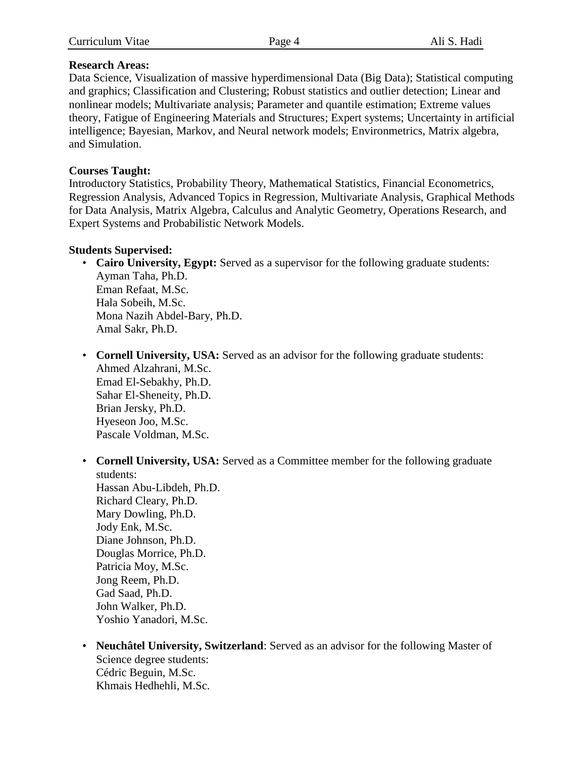**Research Areas:**
Data Science, Visualization of massive hyperdimensional Data (Big Data); Statistical computing and graphics; Classification and Clustering; Robust statistics and outlier detection; Linear and nonlinear models; Multivariate analysis; Parameter and quantile estimation; Extreme values theory, Fatigue of Engineering Materials and Structures; Expert systems; Uncertainty in artificial intelligence; Bayesian, Markov, and Neural network models; Environmetrics, Matrix algebra, and Simulation.

**Courses Taught:**
Introductory Statistics, Probability Theory, Mathematical Statistics, Financial Econometrics, Regression Analysis, Advanced Topics in Regression, Multivariate Analysis, Graphical Methods for Data Analysis, Matrix Algebra, Calculus and Analytic Geometry, Operations Research, and Expert Systems and Probabilistic Network Models.

**Students Supervised:**

- **Cairo University, Egypt:** Served as a supervisor for the following graduate students:
  Ayman Taha, Ph.D.
  Eman Refaat, M.Sc.
  Hala Sobeih, M.Sc.
  Mona Nazih Abdel-Bary, Ph.D.
  Amal Sakr, Ph.D.

- **Cornell University, USA:** Served as an advisor for the following graduate students:
  Ahmed Alzahrani, M.Sc.
  Emad El-Sebakhy, Ph.D.
  Sahar El-Sheneity, Ph.D.
  Brian Jersky, Ph.D.
  Hyeseon Joo, M.Sc.
  Pascale Voldman, M.Sc.

- **Cornell University, USA:** Served as a Committee member for the following graduate students:
  Hassan Abu-Libdeh, Ph.D.
  Richard Cleary, Ph.D.
  Mary Dowling, Ph.D.
  Jody Enk, M.Sc.
  Diane Johnson, Ph.D.
  Douglas Morrice, Ph.D.
  Patricia Moy, M.Sc.
  Jong Reem, Ph.D.
  Gad Saad, Ph.D.
  John Walker, Ph.D.
  Yoshio Yanadori, M.Sc.

- **Neuchâtel University, Switzerland**: Served as an advisor for the following Master of Science degree students:
  Cédric Beguin, M.Sc.
  Khmais Hedhehli, M.Sc.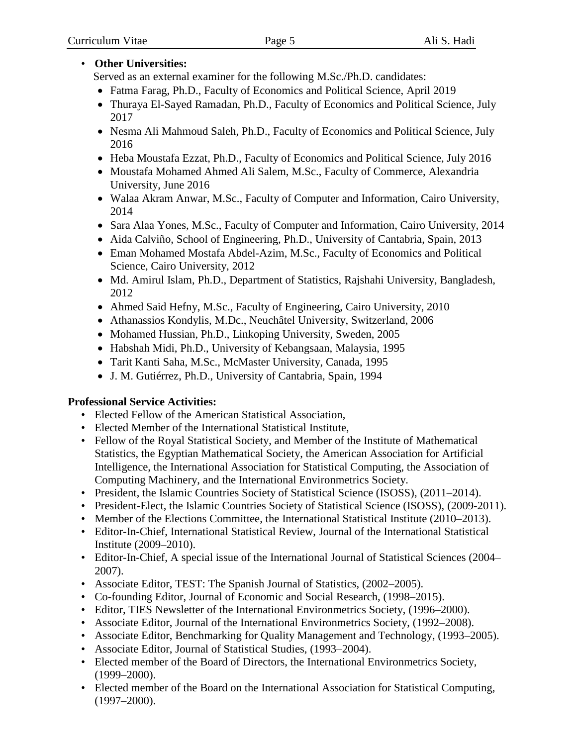- **Other Universities:**

  Served as an external examiner for the following M.Sc./Ph.D. candidates:
  - Fatma Farag, Ph.D., Faculty of Economics and Political Science, April 2019
  - Thuraya El-Sayed Ramadan, Ph.D., Faculty of Economics and Political Science, July 2017
  - Nesma Ali Mahmoud Saleh, Ph.D., Faculty of Economics and Political Science, July 2016
  - Heba Moustafa Ezzat, Ph.D., Faculty of Economics and Political Science, July 2016
  - Moustafa Mohamed Ahmed Ali Salem, M.Sc., Faculty of Commerce, Alexandria University, June 2016
  - Walaa Akram Anwar, M.Sc., Faculty of Computer and Information, Cairo University, 2014
  - Sara Alaa Yones, M.Sc., Faculty of Computer and Information, Cairo University, 2014
  - Aida Calviño, School of Engineering, Ph.D., University of Cantabria, Spain, 2013
  - Eman Mohamed Mostafa Abdel-Azim, M.Sc., Faculty of Economics and Political Science, Cairo University, 2012
  - Md. Amirul Islam, Ph.D., Department of Statistics, Rajshahi University, Bangladesh, 2012
  - Ahmed Said Hefny, M.Sc., Faculty of Engineering, Cairo University, 2010
  - Athanassios Kondylis, M.Dc., Neuchâtel University, Switzerland, 2006
  - Mohamed Hussian, Ph.D., Linkoping University, Sweden, 2005
  - Habshah Midi, Ph.D., University of Kebangsaan, Malaysia, 1995
  - Tarit Kanti Saha, M.Sc., McMaster University, Canada, 1995
  - J. M. Gutiérrez, Ph.D., University of Cantabria, Spain, 1994

**Professional Service Activities:**

- Elected Fellow of the American Statistical Association,
- Elected Member of the International Statistical Institute,
- Fellow of the Royal Statistical Society, and Member of the Institute of Mathematical Statistics, the Egyptian Mathematical Society, the American Association for Artificial Intelligence, the International Association for Statistical Computing, the Association of Computing Machinery, and the International Environmetrics Society.
- President, the Islamic Countries Society of Statistical Science (ISOSS), (2011–2014).
- President-Elect, the Islamic Countries Society of Statistical Science (ISOSS), (2009-2011).
- Member of the Elections Committee, the International Statistical Institute (2010–2013).
- Editor-In-Chief, International Statistical Review, Journal of the International Statistical Institute (2009–2010).
- Editor-In-Chief, A special issue of the International Journal of Statistical Sciences (2004–2007).
- Associate Editor, TEST: The Spanish Journal of Statistics, (2002–2005).
- Co-founding Editor, Journal of Economic and Social Research, (1998–2015).
- Editor, TIES Newsletter of the International Environmetrics Society, (1996–2000).
- Associate Editor, Journal of the International Environmetrics Society, (1992–2008).
- Associate Editor, Benchmarking for Quality Management and Technology, (1993–2005).
- Associate Editor, Journal of Statistical Studies, (1993–2004).
- Elected member of the Board of Directors, the International Environmetrics Society, (1999–2000).
- Elected member of the Board on the International Association for Statistical Computing, (1997–2000).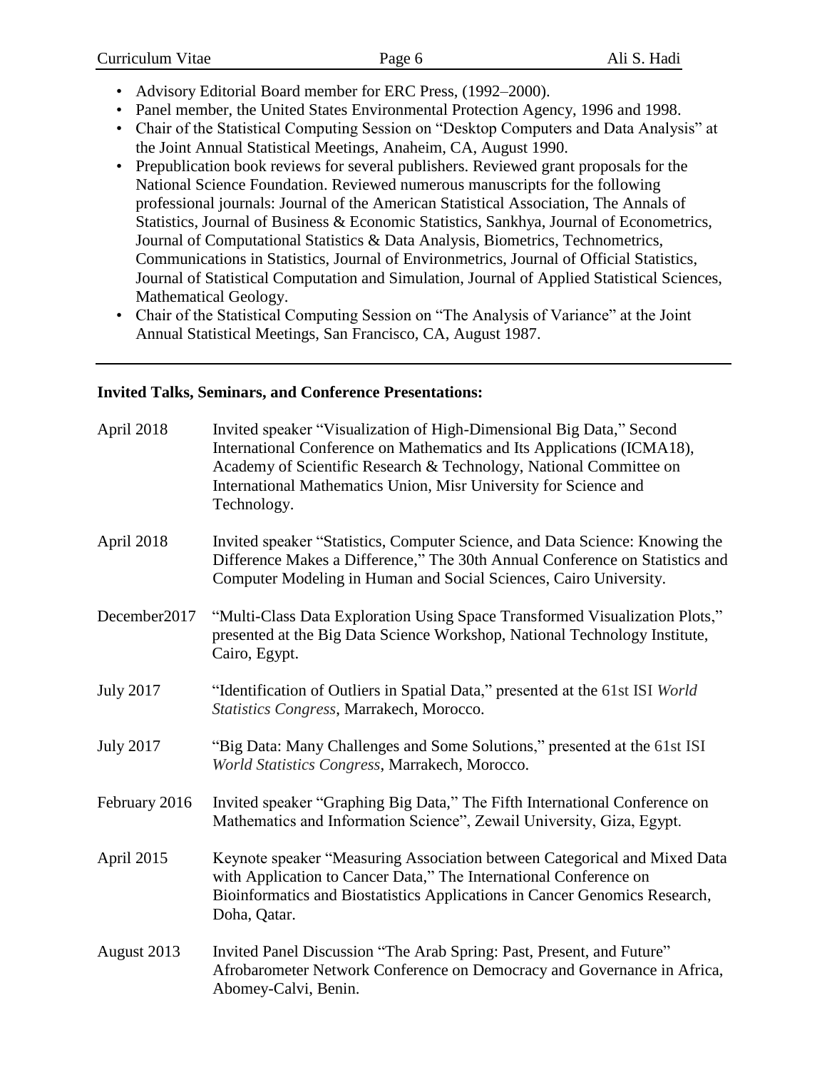- Advisory Editorial Board member for ERC Press, (1992–2000).
- Panel member, the United States Environmental Protection Agency, 1996 and 1998.
- Chair of the Statistical Computing Session on "Desktop Computers and Data Analysis" at the Joint Annual Statistical Meetings, Anaheim, CA, August 1990.
- Prepublication book reviews for several publishers. Reviewed grant proposals for the National Science Foundation. Reviewed numerous manuscripts for the following professional journals: Journal of the American Statistical Association, The Annals of Statistics, Journal of Business & Economic Statistics, Sankhya, Journal of Econometrics, Journal of Computational Statistics & Data Analysis, Biometrics, Technometrics, Communications in Statistics, Journal of Environmetrics, Journal of Official Statistics, Journal of Statistical Computation and Simulation, Journal of Applied Statistical Sciences, Mathematical Geology.
- Chair of the Statistical Computing Session on "The Analysis of Variance" at the Joint Annual Statistical Meetings, San Francisco, CA, August 1987.

---

**Invited Talks, Seminars, and Conference Presentations:**

April 2018 — Invited speaker "Visualization of High-Dimensional Big Data," Second International Conference on Mathematics and Its Applications (ICMA18), Academy of Scientific Research & Technology, National Committee on International Mathematics Union, Misr University for Science and Technology.

April 2018 — Invited speaker "Statistics, Computer Science, and Data Science: Knowing the Difference Makes a Difference," The 30th Annual Conference on Statistics and Computer Modeling in Human and Social Sciences, Cairo University.

December2017 — "Multi-Class Data Exploration Using Space Transformed Visualization Plots," presented at the Big Data Science Workshop, National Technology Institute, Cairo, Egypt.

July 2017 — "Identification of Outliers in Spatial Data," presented at the 61st ISI *World Statistics Congress*, Marrakech, Morocco.

July 2017 — "Big Data: Many Challenges and Some Solutions," presented at the 61st ISI *World Statistics Congress*, Marrakech, Morocco.

February 2016 — Invited speaker "Graphing Big Data," The Fifth International Conference on Mathematics and Information Science", Zewail University, Giza, Egypt.

April 2015 — Keynote speaker "Measuring Association between Categorical and Mixed Data with Application to Cancer Data," The International Conference on Bioinformatics and Biostatistics Applications in Cancer Genomics Research, Doha, Qatar.

August 2013 — Invited Panel Discussion "The Arab Spring: Past, Present, and Future" Afrobarometer Network Conference on Democracy and Governance in Africa, Abomey-Calvi, Benin.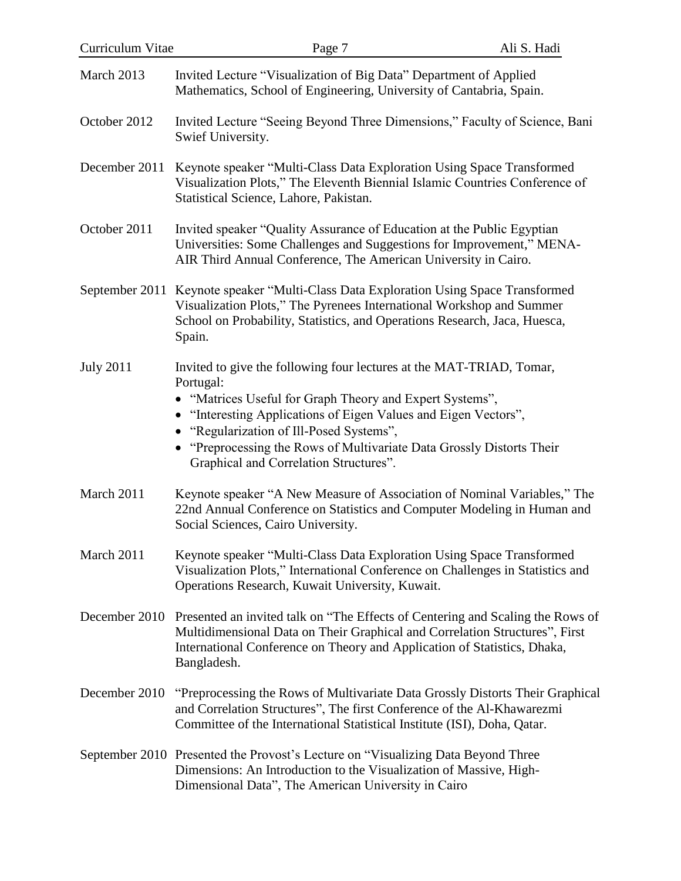March 2013 Invited Lecture "Visualization of Big Data" Department of Applied Mathematics, School of Engineering, University of Cantabria, Spain.

October 2012 Invited Lecture "Seeing Beyond Three Dimensions," Faculty of Science, Bani Swief University.

December 2011 Keynote speaker "Multi-Class Data Exploration Using Space Transformed Visualization Plots," The Eleventh Biennial Islamic Countries Conference of Statistical Science, Lahore, Pakistan.

October 2011 Invited speaker "Quality Assurance of Education at the Public Egyptian Universities: Some Challenges and Suggestions for Improvement," MENA-AIR Third Annual Conference, The American University in Cairo.

September 2011 Keynote speaker "Multi-Class Data Exploration Using Space Transformed Visualization Plots," The Pyrenees International Workshop and Summer School on Probability, Statistics, and Operations Research, Jaca, Huesca, Spain.

July 2011 Invited to give the following four lectures at the MAT-TRIAD, Tomar, Portugal:

- "Matrices Useful for Graph Theory and Expert Systems",
- "Interesting Applications of Eigen Values and Eigen Vectors",
- "Regularization of Ill-Posed Systems",
- "Preprocessing the Rows of Multivariate Data Grossly Distorts Their Graphical and Correlation Structures".

March 2011 Keynote speaker "A New Measure of Association of Nominal Variables," The 22nd Annual Conference on Statistics and Computer Modeling in Human and Social Sciences, Cairo University.

March 2011 Keynote speaker "Multi-Class Data Exploration Using Space Transformed Visualization Plots," International Conference on Challenges in Statistics and Operations Research, Kuwait University, Kuwait.

December 2010 Presented an invited talk on "The Effects of Centering and Scaling the Rows of Multidimensional Data on Their Graphical and Correlation Structures", First International Conference on Theory and Application of Statistics, Dhaka, Bangladesh.

December 2010 "Preprocessing the Rows of Multivariate Data Grossly Distorts Their Graphical and Correlation Structures", The first Conference of the Al-Khawarezmi Committee of the International Statistical Institute (ISI), Doha, Qatar.

September 2010 Presented the Provost's Lecture on "Visualizing Data Beyond Three Dimensions: An Introduction to the Visualization of Massive, High-Dimensional Data", The American University in Cairo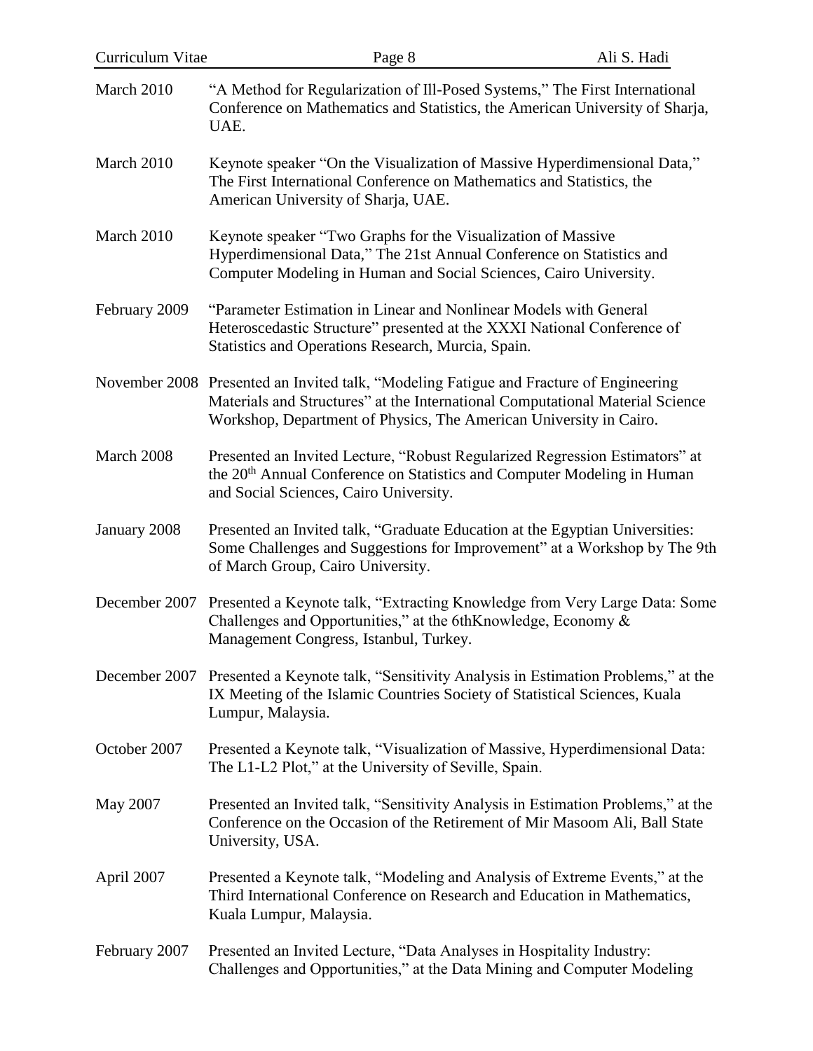March 2010 — "A Method for Regularization of Ill-Posed Systems," The First International Conference on Mathematics and Statistics, the American University of Sharja, UAE.

March 2010 — Keynote speaker "On the Visualization of Massive Hyperdimensional Data," The First International Conference on Mathematics and Statistics, the American University of Sharja, UAE.

March 2010 — Keynote speaker "Two Graphs for the Visualization of Massive Hyperdimensional Data," The 21st Annual Conference on Statistics and Computer Modeling in Human and Social Sciences, Cairo University.

February 2009 — "Parameter Estimation in Linear and Nonlinear Models with General Heteroscedastic Structure" presented at the XXXI National Conference of Statistics and Operations Research, Murcia, Spain.

November 2008 — Presented an Invited talk, "Modeling Fatigue and Fracture of Engineering Materials and Structures" at the International Computational Material Science Workshop, Department of Physics, The American University in Cairo.

March 2008 — Presented an Invited Lecture, "Robust Regularized Regression Estimators" at the 20th Annual Conference on Statistics and Computer Modeling in Human and Social Sciences, Cairo University.

January 2008 — Presented an Invited talk, "Graduate Education at the Egyptian Universities: Some Challenges and Suggestions for Improvement" at a Workshop by The 9th of March Group, Cairo University.

December 2007 — Presented a Keynote talk, "Extracting Knowledge from Very Large Data: Some Challenges and Opportunities," at the 6thKnowledge, Economy & Management Congress, Istanbul, Turkey.

December 2007 — Presented a Keynote talk, "Sensitivity Analysis in Estimation Problems," at the IX Meeting of the Islamic Countries Society of Statistical Sciences, Kuala Lumpur, Malaysia.

October 2007 — Presented a Keynote talk, "Visualization of Massive, Hyperdimensional Data: The L1-L2 Plot," at the University of Seville, Spain.

May 2007 — Presented an Invited talk, "Sensitivity Analysis in Estimation Problems," at the Conference on the Occasion of the Retirement of Mir Masoom Ali, Ball State University, USA.

April 2007 — Presented a Keynote talk, "Modeling and Analysis of Extreme Events," at the Third International Conference on Research and Education in Mathematics, Kuala Lumpur, Malaysia.

February 2007 — Presented an Invited Lecture, "Data Analyses in Hospitality Industry: Challenges and Opportunities," at the Data Mining and Computer Modeling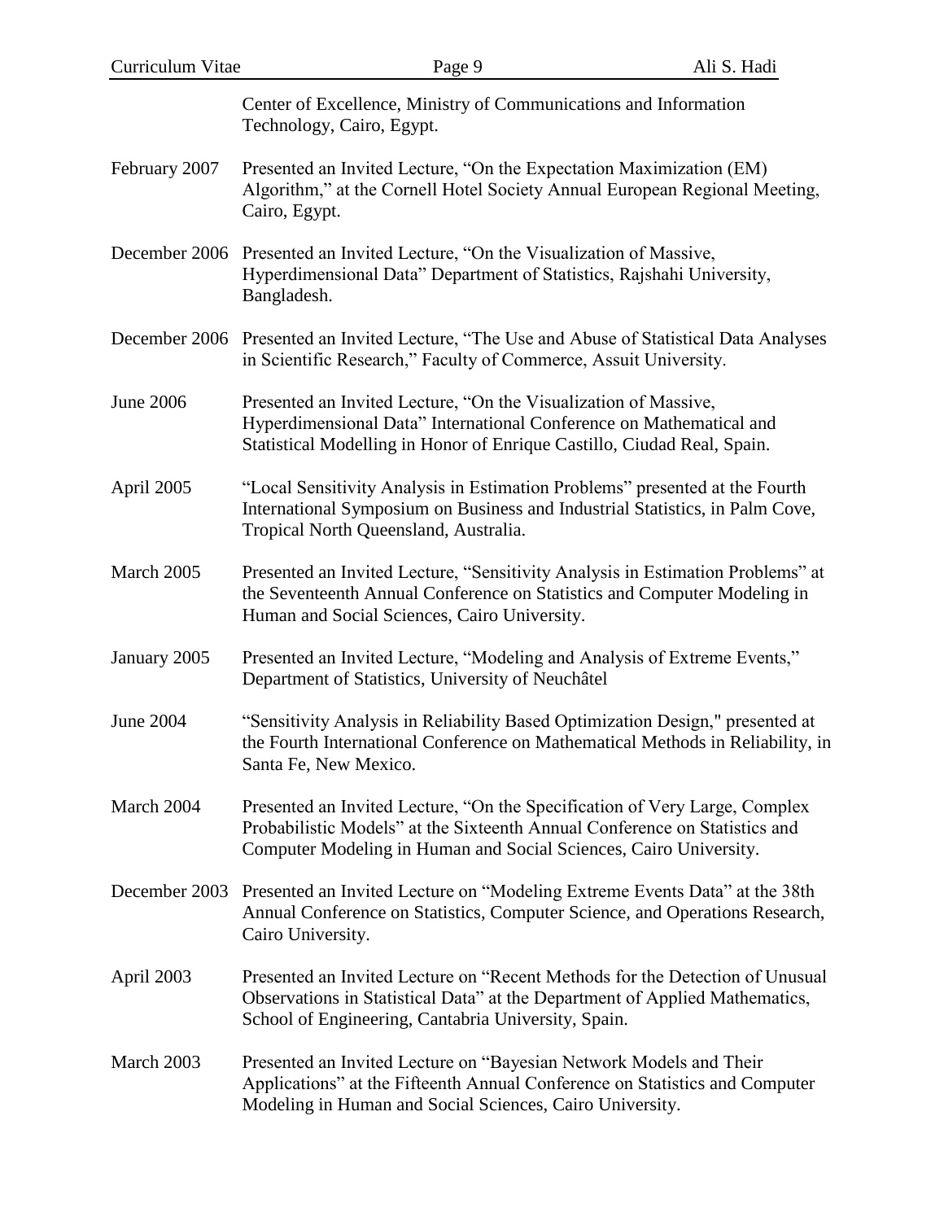| | |
|---|---|
| | Center of Excellence, Ministry of Communications and Information Technology, Cairo, Egypt. |
| February 2007 | Presented an Invited Lecture, "On the Expectation Maximization (EM) Algorithm," at the Cornell Hotel Society Annual European Regional Meeting, Cairo, Egypt. |
| December 2006 | Presented an Invited Lecture, "On the Visualization of Massive, Hyperdimensional Data" Department of Statistics, Rajshahi University, Bangladesh. |
| December 2006 | Presented an Invited Lecture, "The Use and Abuse of Statistical Data Analyses in Scientific Research," Faculty of Commerce, Assuit University. |
| June 2006 | Presented an Invited Lecture, "On the Visualization of Massive, Hyperdimensional Data" International Conference on Mathematical and Statistical Modelling in Honor of Enrique Castillo, Ciudad Real, Spain. |
| April 2005 | "Local Sensitivity Analysis in Estimation Problems" presented at the Fourth International Symposium on Business and Industrial Statistics, in Palm Cove, Tropical North Queensland, Australia. |
| March 2005 | Presented an Invited Lecture, "Sensitivity Analysis in Estimation Problems" at the Seventeenth Annual Conference on Statistics and Computer Modeling in Human and Social Sciences, Cairo University. |
| January 2005 | Presented an Invited Lecture, "Modeling and Analysis of Extreme Events," Department of Statistics, University of Neuchâtel |
| June 2004 | "Sensitivity Analysis in Reliability Based Optimization Design," presented at the Fourth International Conference on Mathematical Methods in Reliability, in Santa Fe, New Mexico. |
| March 2004 | Presented an Invited Lecture, "On the Specification of Very Large, Complex Probabilistic Models" at the Sixteenth Annual Conference on Statistics and Computer Modeling in Human and Social Sciences, Cairo University. |
| December 2003 | Presented an Invited Lecture on "Modeling Extreme Events Data" at the 38th Annual Conference on Statistics, Computer Science, and Operations Research, Cairo University. |
| April 2003 | Presented an Invited Lecture on "Recent Methods for the Detection of Unusual Observations in Statistical Data" at the Department of Applied Mathematics, School of Engineering, Cantabria University, Spain. |
| March 2003 | Presented an Invited Lecture on "Bayesian Network Models and Their Applications" at the Fifteenth Annual Conference on Statistics and Computer Modeling in Human and Social Sciences, Cairo University. |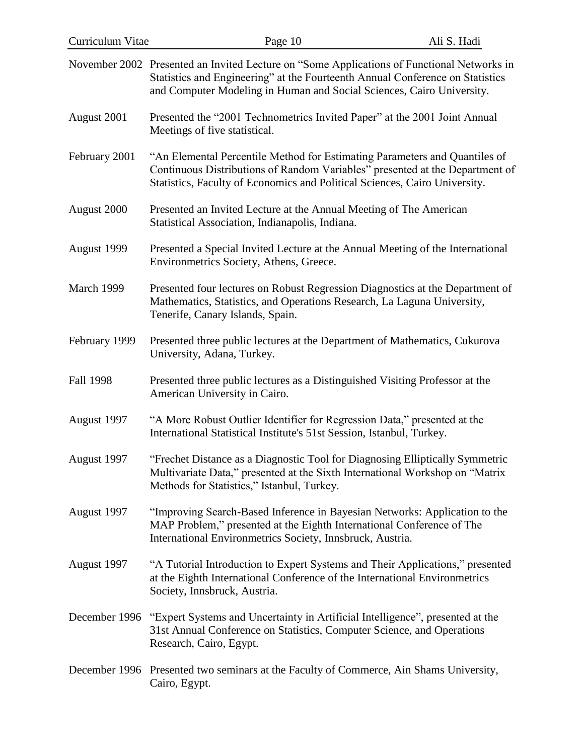| | |
|---|---|
| November 2002 | Presented an Invited Lecture on “Some Applications of Functional Networks in Statistics and Engineering” at the Fourteenth Annual Conference on Statistics and Computer Modeling in Human and Social Sciences, Cairo University. |
| August 2001 | Presented the “2001 Technometrics Invited Paper” at the 2001 Joint Annual Meetings of five statistical. |
| February 2001 | “An Elemental Percentile Method for Estimating Parameters and Quantiles of Continuous Distributions of Random Variables” presented at the Department of Statistics, Faculty of Economics and Political Sciences, Cairo University. |
| August 2000 | Presented an Invited Lecture at the Annual Meeting of The American Statistical Association, Indianapolis, Indiana. |
| August 1999 | Presented a Special Invited Lecture at the Annual Meeting of the International Environmetrics Society, Athens, Greece. |
| March 1999 | Presented four lectures on Robust Regression Diagnostics at the Department of Mathematics, Statistics, and Operations Research, La Laguna University, Tenerife, Canary Islands, Spain. |
| February 1999 | Presented three public lectures at the Department of Mathematics, Cukurova University, Adana, Turkey. |
| Fall 1998 | Presented three public lectures as a Distinguished Visiting Professor at the American University in Cairo. |
| August 1997 | “A More Robust Outlier Identifier for Regression Data,” presented at the International Statistical Institute's 51st Session, Istanbul, Turkey. |
| August 1997 | “Frechet Distance as a Diagnostic Tool for Diagnosing Elliptically Symmetric Multivariate Data,” presented at the Sixth International Workshop on “Matrix Methods for Statistics,” Istanbul, Turkey. |
| August 1997 | “Improving Search-Based Inference in Bayesian Networks: Application to the MAP Problem,” presented at the Eighth International Conference of The International Environmetrics Society, Innsbruck, Austria. |
| August 1997 | “A Tutorial Introduction to Expert Systems and Their Applications,” presented at the Eighth International Conference of the International Environmetrics Society, Innsbruck, Austria. |
| December 1996 | “Expert Systems and Uncertainty in Artificial Intelligence”, presented at the 31st Annual Conference on Statistics, Computer Science, and Operations Research, Cairo, Egypt. |
| December 1996 | Presented two seminars at the Faculty of Commerce, Ain Shams University, Cairo, Egypt. |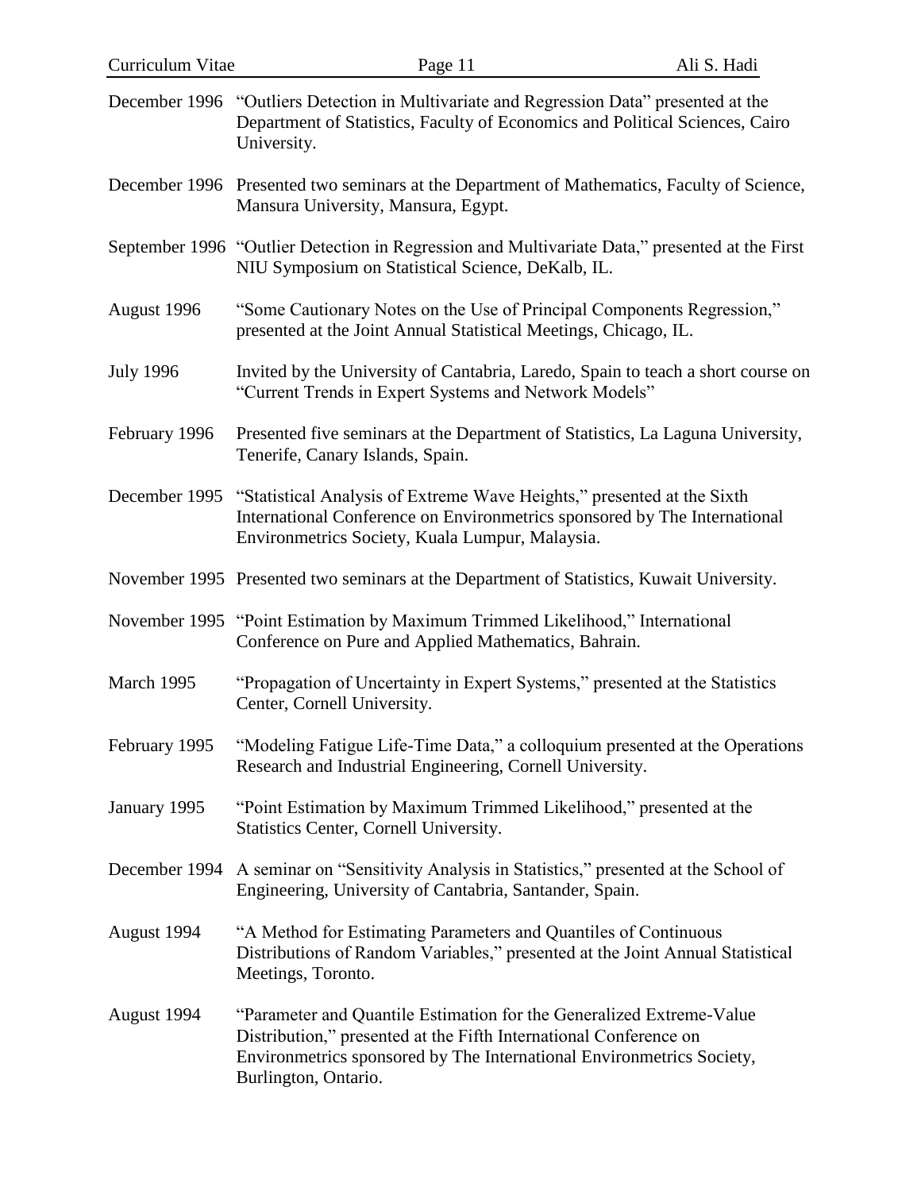December 1996 "Outliers Detection in Multivariate and Regression Data" presented at the Department of Statistics, Faculty of Economics and Political Sciences, Cairo University.

December 1996 Presented two seminars at the Department of Mathematics, Faculty of Science, Mansura University, Mansura, Egypt.

September 1996 "Outlier Detection in Regression and Multivariate Data," presented at the First NIU Symposium on Statistical Science, DeKalb, IL.

August 1996 "Some Cautionary Notes on the Use of Principal Components Regression," presented at the Joint Annual Statistical Meetings, Chicago, IL.

July 1996 Invited by the University of Cantabria, Laredo, Spain to teach a short course on "Current Trends in Expert Systems and Network Models"

February 1996 Presented five seminars at the Department of Statistics, La Laguna University, Tenerife, Canary Islands, Spain.

December 1995 "Statistical Analysis of Extreme Wave Heights," presented at the Sixth International Conference on Environmetrics sponsored by The International Environmetrics Society, Kuala Lumpur, Malaysia.

November 1995 Presented two seminars at the Department of Statistics, Kuwait University.

November 1995 "Point Estimation by Maximum Trimmed Likelihood," International Conference on Pure and Applied Mathematics, Bahrain.

March 1995 "Propagation of Uncertainty in Expert Systems," presented at the Statistics Center, Cornell University.

February 1995 "Modeling Fatigue Life-Time Data," a colloquium presented at the Operations Research and Industrial Engineering, Cornell University.

January 1995 "Point Estimation by Maximum Trimmed Likelihood," presented at the Statistics Center, Cornell University.

December 1994 A seminar on "Sensitivity Analysis in Statistics," presented at the School of Engineering, University of Cantabria, Santander, Spain.

August 1994 "A Method for Estimating Parameters and Quantiles of Continuous Distributions of Random Variables," presented at the Joint Annual Statistical Meetings, Toronto.

August 1994 "Parameter and Quantile Estimation for the Generalized Extreme-Value Distribution," presented at the Fifth International Conference on Environmetrics sponsored by The International Environmetrics Society, Burlington, Ontario.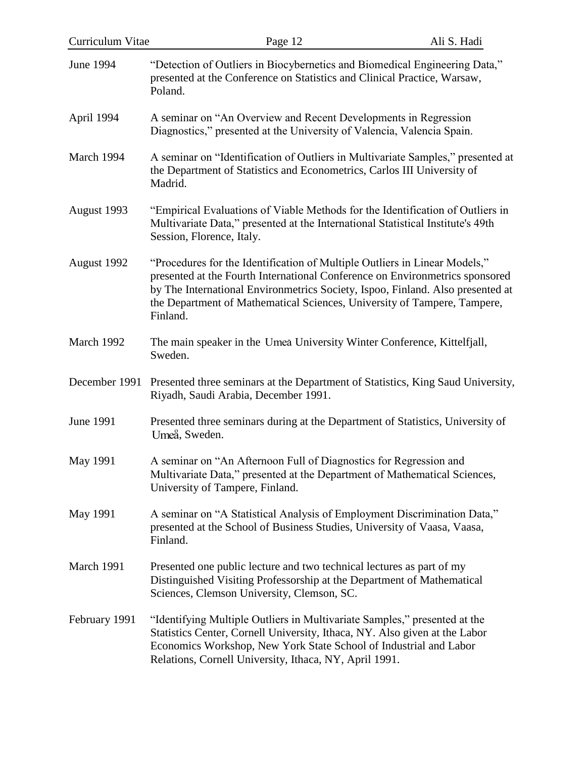June 1994 — "Detection of Outliers in Biocybernetics and Biomedical Engineering Data," presented at the Conference on Statistics and Clinical Practice, Warsaw, Poland.

April 1994 — A seminar on "An Overview and Recent Developments in Regression Diagnostics," presented at the University of Valencia, Valencia Spain.

March 1994 — A seminar on "Identification of Outliers in Multivariate Samples," presented at the Department of Statistics and Econometrics, Carlos III University of Madrid.

August 1993 — "Empirical Evaluations of Viable Methods for the Identification of Outliers in Multivariate Data," presented at the International Statistical Institute's 49th Session, Florence, Italy.

August 1992 — "Procedures for the Identification of Multiple Outliers in Linear Models," presented at the Fourth International Conference on Environmetrics sponsored by The International Environmetrics Society, Ispoo, Finland. Also presented at the Department of Mathematical Sciences, University of Tampere, Tampere, Finland.

March 1992 — The main speaker in the Umeå University Winter Conference, Kittelfjall, Sweden.

December 1991 — Presented three seminars at the Department of Statistics, King Saud University, Riyadh, Saudi Arabia, December 1991.

June 1991 — Presented three seminars during at the Department of Statistics, University of Umeå, Sweden.

May 1991 — A seminar on "An Afternoon Full of Diagnostics for Regression and Multivariate Data," presented at the Department of Mathematical Sciences, University of Tampere, Finland.

May 1991 — A seminar on "A Statistical Analysis of Employment Discrimination Data," presented at the School of Business Studies, University of Vaasa, Vaasa, Finland.

March 1991 — Presented one public lecture and two technical lectures as part of my Distinguished Visiting Professorship at the Department of Mathematical Sciences, Clemson University, Clemson, SC.

February 1991 — "Identifying Multiple Outliers in Multivariate Samples," presented at the Statistics Center, Cornell University, Ithaca, NY. Also given at the Labor Economics Workshop, New York State School of Industrial and Labor Relations, Cornell University, Ithaca, NY, April 1991.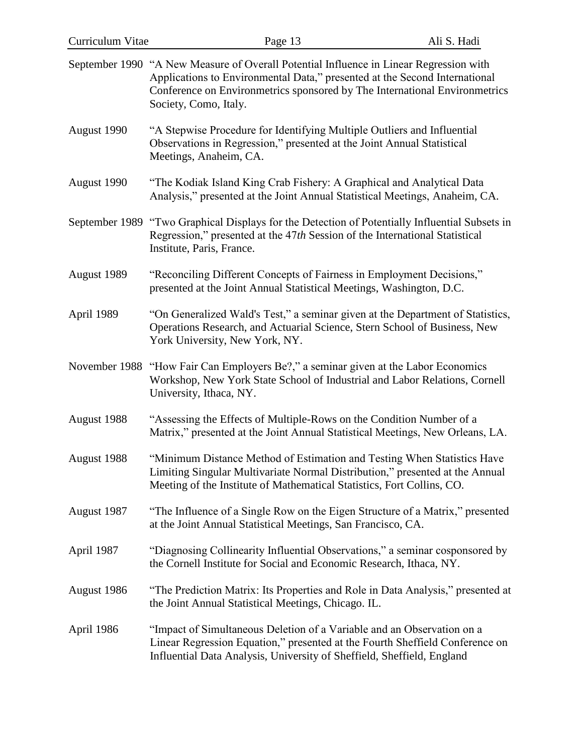September 1990 "A New Measure of Overall Potential Influence in Linear Regression with Applications to Environmental Data," presented at the Second International Conference on Environmetrics sponsored by The International Environmetrics Society, Como, Italy.

August 1990 "A Stepwise Procedure for Identifying Multiple Outliers and Influential Observations in Regression," presented at the Joint Annual Statistical Meetings, Anaheim, CA.

August 1990 "The Kodiak Island King Crab Fishery: A Graphical and Analytical Data Analysis," presented at the Joint Annual Statistical Meetings, Anaheim, CA.

September 1989 "Two Graphical Displays for the Detection of Potentially Influential Subsets in Regression," presented at the 47*th* Session of the International Statistical Institute, Paris, France.

August 1989 "Reconciling Different Concepts of Fairness in Employment Decisions," presented at the Joint Annual Statistical Meetings, Washington, D.C.

April 1989 "On Generalized Wald's Test," a seminar given at the Department of Statistics, Operations Research, and Actuarial Science, Stern School of Business, New York University, New York, NY.

November 1988 "How Fair Can Employers Be?," a seminar given at the Labor Economics Workshop, New York State School of Industrial and Labor Relations, Cornell University, Ithaca, NY.

August 1988 "Assessing the Effects of Multiple-Rows on the Condition Number of a Matrix," presented at the Joint Annual Statistical Meetings, New Orleans, LA.

August 1988 "Minimum Distance Method of Estimation and Testing When Statistics Have Limiting Singular Multivariate Normal Distribution," presented at the Annual Meeting of the Institute of Mathematical Statistics, Fort Collins, CO.

August 1987 "The Influence of a Single Row on the Eigen Structure of a Matrix," presented at the Joint Annual Statistical Meetings, San Francisco, CA.

April 1987 "Diagnosing Collinearity Influential Observations," a seminar cosponsored by the Cornell Institute for Social and Economic Research, Ithaca, NY.

August 1986 "The Prediction Matrix: Its Properties and Role in Data Analysis," presented at the Joint Annual Statistical Meetings, Chicago. IL.

April 1986 "Impact of Simultaneous Deletion of a Variable and an Observation on a Linear Regression Equation," presented at the Fourth Sheffield Conference on Influential Data Analysis, University of Sheffield, Sheffield, England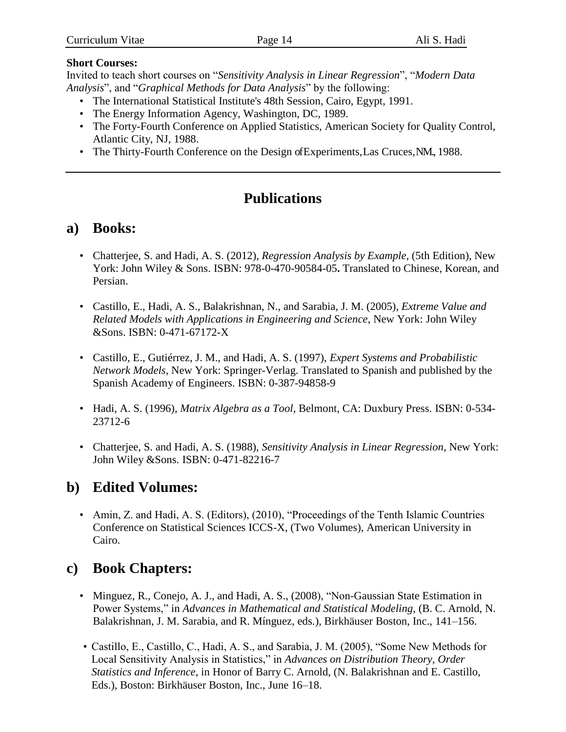**Short Courses:**

Invited to teach short courses on "*Sensitivity Analysis in Linear Regression*", "*Modern Data Analysis*", and "*Graphical Methods for Data Analysis*" by the following:

- The International Statistical Institute's 48th Session, Cairo, Egypt, 1991.
- The Energy Information Agency, Washington, DC, 1989.
- The Forty-Fourth Conference on Applied Statistics, American Society for Quality Control, Atlantic City, NJ, 1988.
- The Thirty-Fourth Conference on the Design of Experiments, Las Cruces, NM, 1988.

---

# Publications

## a) Books:

- Chatterjee, S. and Hadi, A. S. (2012), *Regression Analysis by Example*, (5th Edition), New York: John Wiley & Sons. ISBN: 978-0-470-90584-05**.** Translated to Chinese, Korean, and Persian.

- Castillo, E., Hadi, A. S., Balakrishnan, N., and Sarabia, J. M. (2005), *Extreme Value and Related Models with Applications in Engineering and Science*, New York: John Wiley &Sons. ISBN: 0-471-67172-X

- Castillo, E., Gutiérrez, J. M., and Hadi, A. S. (1997), *Expert Systems and Probabilistic Network Models*, New York: Springer-Verlag. Translated to Spanish and published by the Spanish Academy of Engineers. ISBN: 0-387-94858-9

- Hadi, A. S. (1996), *Matrix Algebra as a Tool*, Belmont, CA: Duxbury Press. ISBN: 0-534-23712-6

- Chatterjee, S. and Hadi, A. S. (1988), *Sensitivity Analysis in Linear Regression*, New York: John Wiley &Sons. ISBN: 0-471-82216-7

## b) Edited Volumes:

- Amin, Z. and Hadi, A. S. (Editors), (2010), "Proceedings of the Tenth Islamic Countries Conference on Statistical Sciences ICCS-X, (Two Volumes), American University in Cairo.

## c) Book Chapters:

- Minguez, R., Conejo, A. J., and Hadi, A. S., (2008), "Non-Gaussian State Estimation in Power Systems," in *Advances in Mathematical and Statistical Modeling*, (B. C. Arnold, N. Balakrishnan, J. M. Sarabia, and R. Mínguez, eds.), Birkhäuser Boston, Inc., 141–156.

- Castillo, E., Castillo, C., Hadi, A. S., and Sarabia, J. M. (2005), "Some New Methods for Local Sensitivity Analysis in Statistics," in *Advances on Distribution Theory, Order Statistics and Inference*, in Honor of Barry C. Arnold, (N. Balakrishnan and E. Castillo, Eds.), Boston: Birkhäuser Boston, Inc., June 16–18.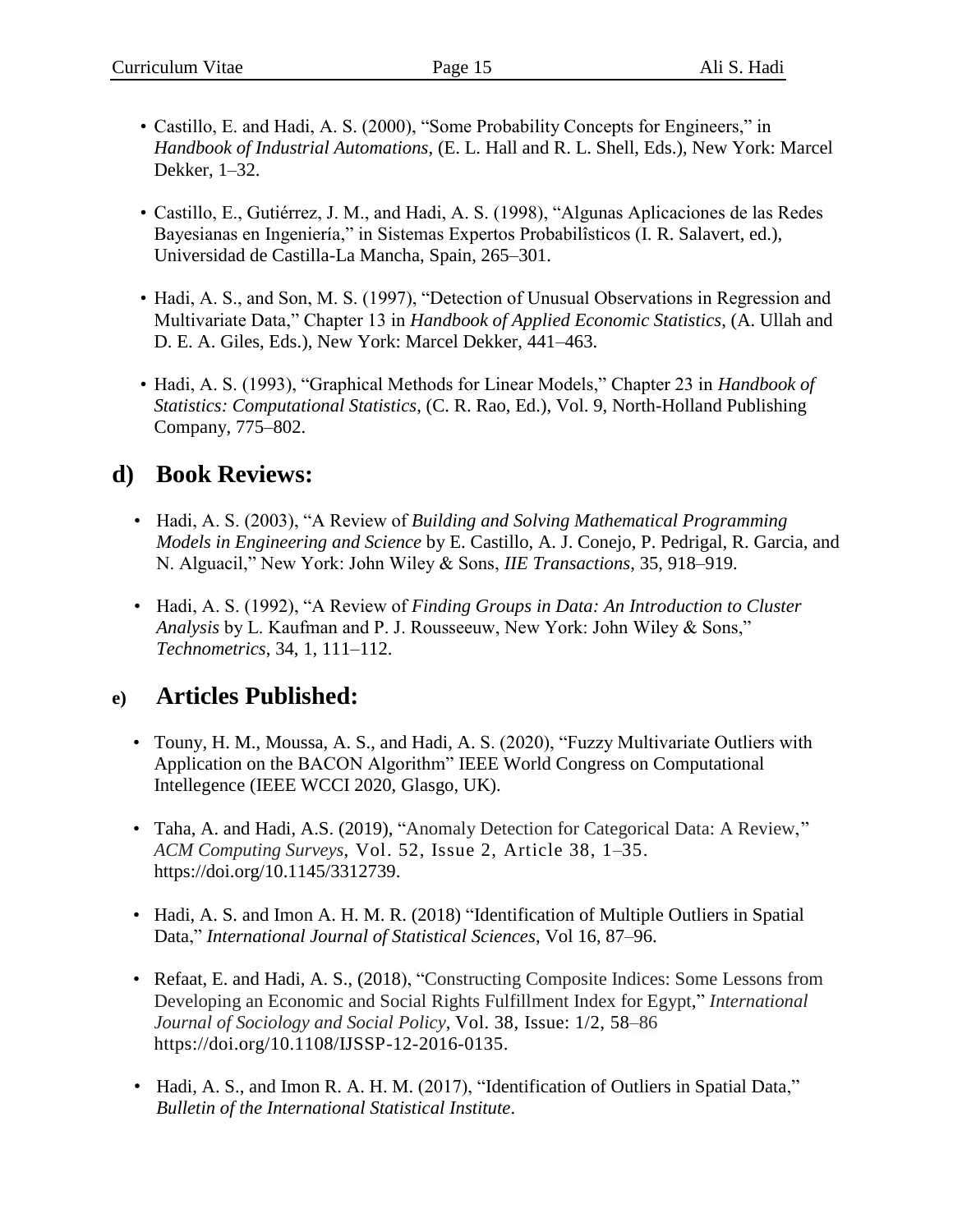- Castillo, E. and Hadi, A. S. (2000), "Some Probability Concepts for Engineers," in *Handbook of Industrial Automations*, (E. L. Hall and R. L. Shell, Eds.), New York: Marcel Dekker, 1–32.

- Castillo, E., Gutiérrez, J. M., and Hadi, A. S. (1998), "Algunas Aplicaciones de las Redes Bayesianas en Ingeniería," in Sistemas Expertos Probabilîsticos (I. R. Salavert, ed.), Universidad de Castilla-La Mancha, Spain, 265–301.

- Hadi, A. S., and Son, M. S. (1997), "Detection of Unusual Observations in Regression and Multivariate Data," Chapter 13 in *Handbook of Applied Economic Statistics*, (A. Ullah and D. E. A. Giles, Eds.), New York: Marcel Dekker, 441–463.

- Hadi, A. S. (1993), "Graphical Methods for Linear Models," Chapter 23 in *Handbook of Statistics: Computational Statistics*, (C. R. Rao, Ed.), Vol. 9, North-Holland Publishing Company, 775–802.

## d) Book Reviews:

- Hadi, A. S. (2003), "A Review of *Building and Solving Mathematical Programming Models in Engineering and Science* by E. Castillo, A. J. Conejo, P. Pedrigal, R. Garcia, and N. Alguacil," New York: John Wiley & Sons, *IIE Transactions*, 35, 918–919.

- Hadi, A. S. (1992), "A Review of *Finding Groups in Data: An Introduction to Cluster Analysis* by L. Kaufman and P. J. Rousseeuw, New York: John Wiley & Sons," *Technometrics*, 34, 1, 111–112.

## e) Articles Published:

- Touny, H. M., Moussa, A. S., and Hadi, A. S. (2020), "Fuzzy Multivariate Outliers with Application on the BACON Algorithm" IEEE World Congress on Computational Intellegence (IEEE WCCI 2020, Glasgo, UK).

- Taha, A. and Hadi, A.S. (2019), "Anomaly Detection for Categorical Data: A Review," *ACM Computing Surveys*, Vol. 52, Issue 2, Article 38, 1–35. https://doi.org/10.1145/3312739.

- Hadi, A. S. and Imon A. H. M. R. (2018) "Identification of Multiple Outliers in Spatial Data," *International Journal of Statistical Sciences*, Vol 16, 87–96.

- Refaat, E. and Hadi, A. S., (2018), "Constructing Composite Indices: Some Lessons from Developing an Economic and Social Rights Fulfillment Index for Egypt," *International Journal of Sociology and Social Policy*, Vol. 38, Issue: 1/2, 58–86 https://doi.org/10.1108/IJSSP-12-2016-0135.

- Hadi, A. S., and Imon R. A. H. M. (2017), "Identification of Outliers in Spatial Data," *Bulletin of the International Statistical Institute*.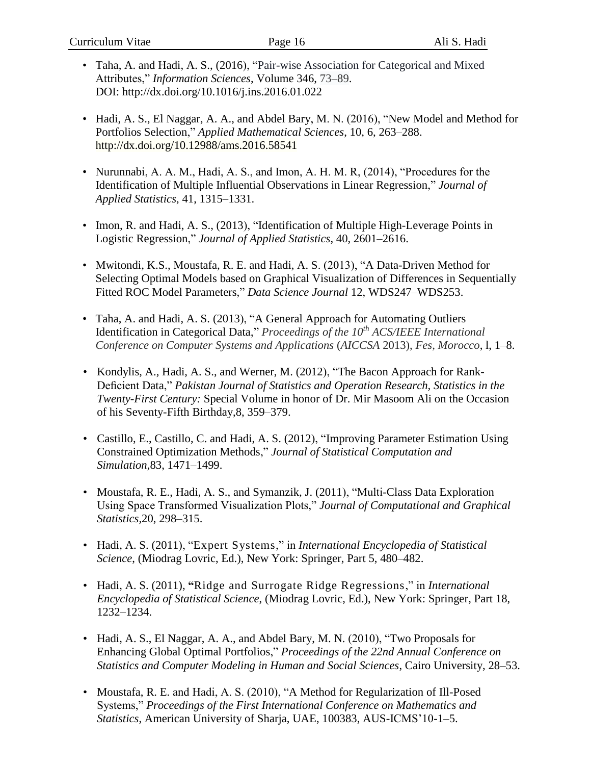- Taha, A. and Hadi, A. S., (2016), "Pair-wise Association for Categorical and Mixed Attributes," *Information Sciences*, Volume 346, 73–89. DOI: http://dx.doi.org/10.1016/j.ins.2016.01.022

- Hadi, A. S., El Naggar, A. A., and Abdel Bary, M. N. (2016), "New Model and Method for Portfolios Selection," *Applied Mathematical Sciences,* 10, 6, 263–288. http://dx.doi.org/10.12988/ams.2016.58541

- Nurunnabi, A. A. M., Hadi, A. S., and Imon, A. H. M. R, (2014), "Procedures for the Identification of Multiple Influential Observations in Linear Regression," *Journal of Applied Statistics*, 41, 1315–1331.

- Imon, R. and Hadi, A. S., (2013), "Identification of Multiple High-Leverage Points in Logistic Regression," *Journal of Applied Statistics*, 40, 2601–2616.

- Mwitondi, K.S., Moustafa, R. E. and Hadi, A. S. (2013), "A Data-Driven Method for Selecting Optimal Models based on Graphical Visualization of Differences in Sequentially Fitted ROC Model Parameters," *Data Science Journal* 12, WDS247–WDS253.

- Taha, A. and Hadi, A. S. (2013), "A General Approach for Automating Outliers Identification in Categorical Data," *Proceedings of the 10th ACS/IEEE International Conference on Computer Systems and Applications* (*AICCSA* 2013), *Fes, Morocco*, l, 1–8.

- Kondylis, A., Hadi, A. S., and Werner, M. (2012), "The Bacon Approach for Rank-Deficient Data," *Pakistan Journal of Statistics and Operation Research, Statistics in the Twenty-First Century:* Special Volume in honor of Dr. Mir Masoom Ali on the Occasion of his Seventy-Fifth Birthday,8, 359–379.

- Castillo, E., Castillo, C. and Hadi, A. S. (2012), "Improving Parameter Estimation Using Constrained Optimization Methods," *Journal of Statistical Computation and Simulation*,83, 1471–1499.

- Moustafa, R. E., Hadi, A. S., and Symanzik, J. (2011), "Multi-Class Data Exploration Using Space Transformed Visualization Plots," *Journal of Computational and Graphical Statistics*,20, 298–315.

- Hadi, A. S. (2011), "Expert Systems," in *International Encyclopedia of Statistical Science*, (Miodrag Lovric, Ed.), New York: Springer, Part 5, 480–482.

- Hadi, A. S. (2011), **"**Ridge and Surrogate Ridge Regressions," in *International Encyclopedia of Statistical Science*, (Miodrag Lovric, Ed.), New York: Springer, Part 18, 1232–1234.

- Hadi, A. S., El Naggar, A. A., and Abdel Bary, M. N. (2010), "Two Proposals for Enhancing Global Optimal Portfolios," *Proceedings of the 22nd Annual Conference on Statistics and Computer Modeling in Human and Social Sciences*, Cairo University, 28–53.

- Moustafa, R. E. and Hadi, A. S. (2010), "A Method for Regularization of Ill-Posed Systems," *Proceedings of the First International Conference on Mathematics and Statistics*, American University of Sharja, UAE, 100383, AUS-ICMS'10-1–5.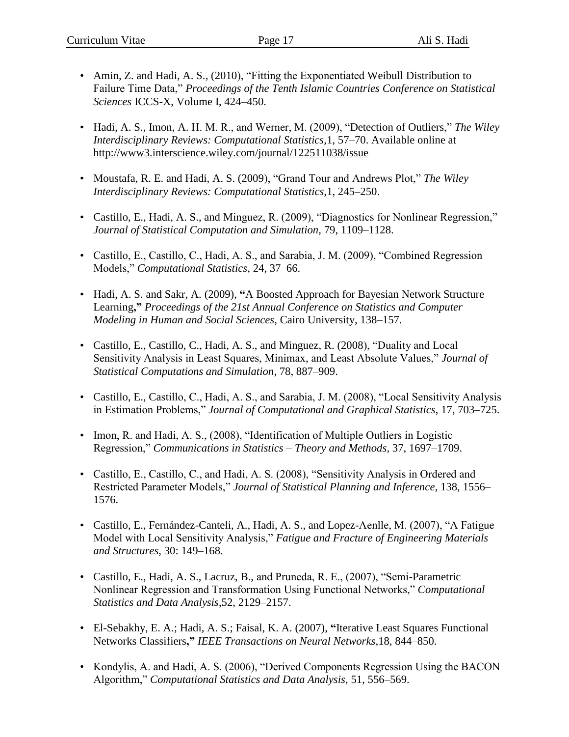- Amin, Z. and Hadi, A. S., (2010), "Fitting the Exponentiated Weibull Distribution to Failure Time Data," *Proceedings of the Tenth Islamic Countries Conference on Statistical Sciences* ICCS-X, Volume I, 424–450.

- Hadi, A. S., Imon, A. H. M. R., and Werner, M. (2009), "Detection of Outliers," *The Wiley Interdisciplinary Reviews: Computational Statistics*,1, 57–70. Available online at http://www3.interscience.wiley.com/journal/122511038/issue

- Moustafa, R. E. and Hadi, A. S. (2009), "Grand Tour and Andrews Plot," *The Wiley Interdisciplinary Reviews: Computational Statistics,*1, 245–250.

- Castillo, E., Hadi, A. S., and Minguez, R. (2009), "Diagnostics for Nonlinear Regression," *Journal of Statistical Computation and Simulation*, 79, 1109–1128.

- Castillo, E., Castillo, C., Hadi, A. S., and Sarabia, J. M. (2009), "Combined Regression Models," *Computational Statistics*, 24, 37–66.

- Hadi, A. S. and Sakr, A. (2009), **"**A Boosted Approach for Bayesian Network Structure Learning**,"** *Proceedings of the 21st Annual Conference on Statistics and Computer Modeling in Human and Social Sciences*, Cairo University, 138–157.

- Castillo, E., Castillo, C., Hadi, A. S., and Minguez, R. (2008), "Duality and Local Sensitivity Analysis in Least Squares, Minimax, and Least Absolute Values," *Journal of Statistical Computations and Simulation*, 78, 887–909.

- Castillo, E., Castillo, C., Hadi, A. S., and Sarabia, J. M. (2008), "Local Sensitivity Analysis in Estimation Problems," *Journal of Computational and Graphical Statistics*, 17, 703–725.

- Imon, R. and Hadi, A. S., (2008), "Identification of Multiple Outliers in Logistic Regression," *Communications in Statistics – Theory and Methods*, 37, 1697–1709.

- Castillo, E., Castillo, C., and Hadi, A. S. (2008), "Sensitivity Analysis in Ordered and Restricted Parameter Models," *Journal of Statistical Planning and Inference*, 138, 1556–1576.

- Castillo, E., Fernández-Canteli, A., Hadi, A. S., and Lopez-Aenlle, M. (2007), "A Fatigue Model with Local Sensitivity Analysis," *Fatigue and Fracture of Engineering Materials and Structures*, 30: 149–168.

- Castillo, E., Hadi, A. S., Lacruz, B., and Pruneda, R. E., (2007), "Semi-Parametric Nonlinear Regression and Transformation Using Functional Networks," *Computational Statistics and Data Analysis*,52, 2129–2157.

- El-Sebakhy, E. A.; Hadi, A. S.; Faisal, K. A. (2007), **"**Iterative Least Squares Functional Networks Classifiers**,"** *IEEE Transactions on Neural Networks*,18, 844–850.

- Kondylis, A. and Hadi, A. S. (2006), "Derived Components Regression Using the BACON Algorithm," *Computational Statistics and Data Analysis*, 51, 556–569.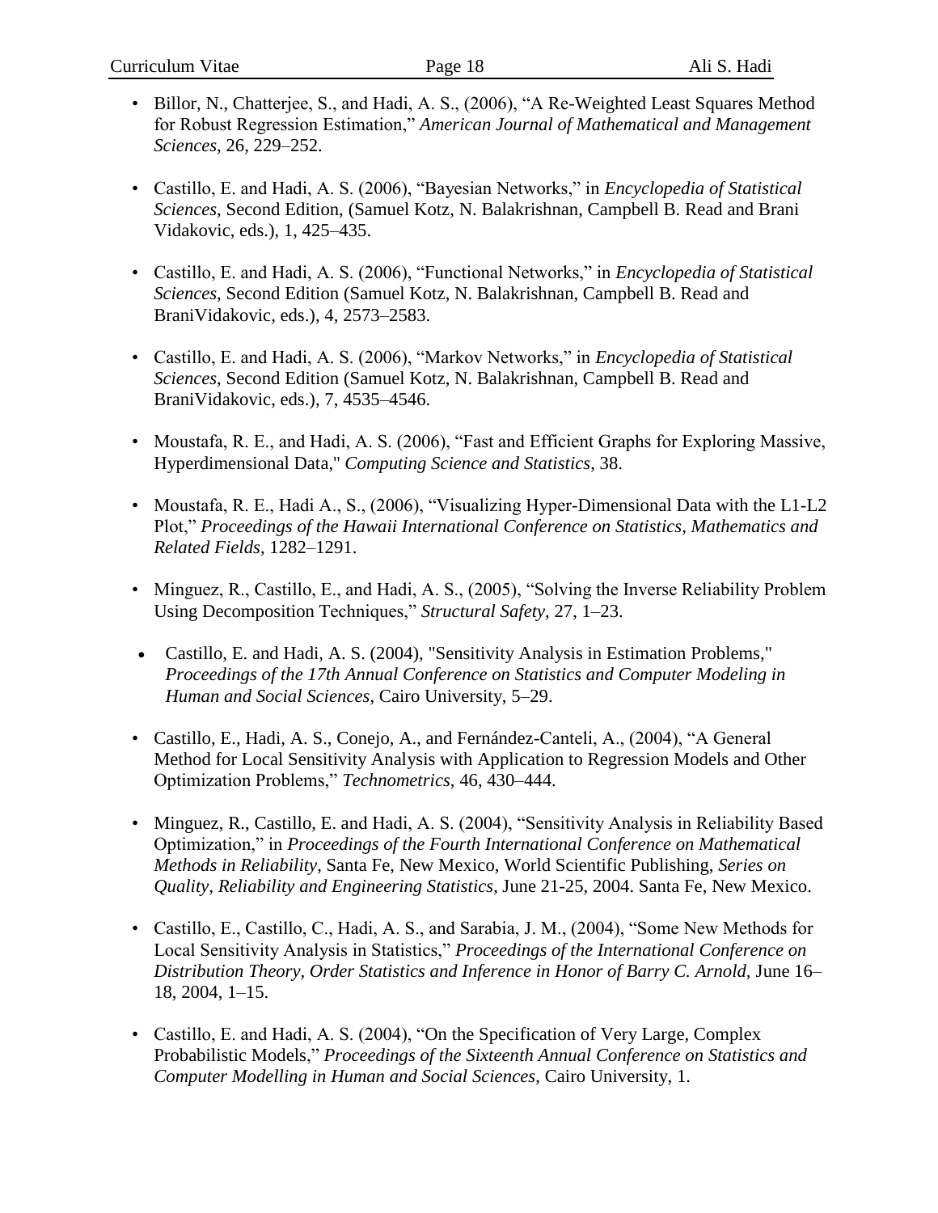- Billor, N., Chatterjee, S., and Hadi, A. S., (2006), "A Re-Weighted Least Squares Method for Robust Regression Estimation," *American Journal of Mathematical and Management Sciences*, 26, 229–252.

- Castillo, E. and Hadi, A. S. (2006), "Bayesian Networks," in *Encyclopedia of Statistical Sciences*, Second Edition, (Samuel Kotz, N. Balakrishnan, Campbell B. Read and Brani Vidakovic, eds.), 1, 425–435.

- Castillo, E. and Hadi, A. S. (2006), "Functional Networks," in *Encyclopedia of Statistical Sciences*, Second Edition (Samuel Kotz, N. Balakrishnan, Campbell B. Read and BraniVidakovic, eds.), 4, 2573–2583.

- Castillo, E. and Hadi, A. S. (2006), "Markov Networks," in *Encyclopedia of Statistical Sciences*, Second Edition (Samuel Kotz, N. Balakrishnan, Campbell B. Read and BraniVidakovic, eds.), 7, 4535–4546.

- Moustafa, R. E., and Hadi, A. S. (2006), "Fast and Efficient Graphs for Exploring Massive, Hyperdimensional Data," *Computing Science and Statistics*, 38.

- Moustafa, R. E., Hadi A., S., (2006), "Visualizing Hyper-Dimensional Data with the L1-L2 Plot," *Proceedings of the Hawaii International Conference on Statistics, Mathematics and Related Fields*, 1282–1291.

- Minguez, R., Castillo, E., and Hadi, A. S., (2005), "Solving the Inverse Reliability Problem Using Decomposition Techniques," *Structural Safety*, 27, 1–23.

- Castillo, E. and Hadi, A. S. (2004), "Sensitivity Analysis in Estimation Problems," *Proceedings of the 17th Annual Conference on Statistics and Computer Modeling in Human and Social Sciences*, Cairo University, 5–29.

- Castillo, E., Hadi, A. S., Conejo, A., and Fernández-Canteli, A., (2004), "A General Method for Local Sensitivity Analysis with Application to Regression Models and Other Optimization Problems," *Technometrics*, 46, 430–444.

- Minguez, R., Castillo, E. and Hadi, A. S. (2004), "Sensitivity Analysis in Reliability Based Optimization," in *Proceedings of the Fourth International Conference on Mathematical Methods in Reliability*, Santa Fe, New Mexico, World Scientific Publishing, *Series on Quality, Reliability and Engineering Statistics*, June 21-25, 2004. Santa Fe, New Mexico.

- Castillo, E., Castillo, C., Hadi, A. S., and Sarabia, J. M., (2004), "Some New Methods for Local Sensitivity Analysis in Statistics," *Proceedings of the International Conference on Distribution Theory, Order Statistics and Inference in Honor of Barry C. Arnold*, June 16–18, 2004, 1–15.

- Castillo, E. and Hadi, A. S. (2004), "On the Specification of Very Large, Complex Probabilistic Models," *Proceedings of the Sixteenth Annual Conference on Statistics and Computer Modelling in Human and Social Sciences*, Cairo University, 1.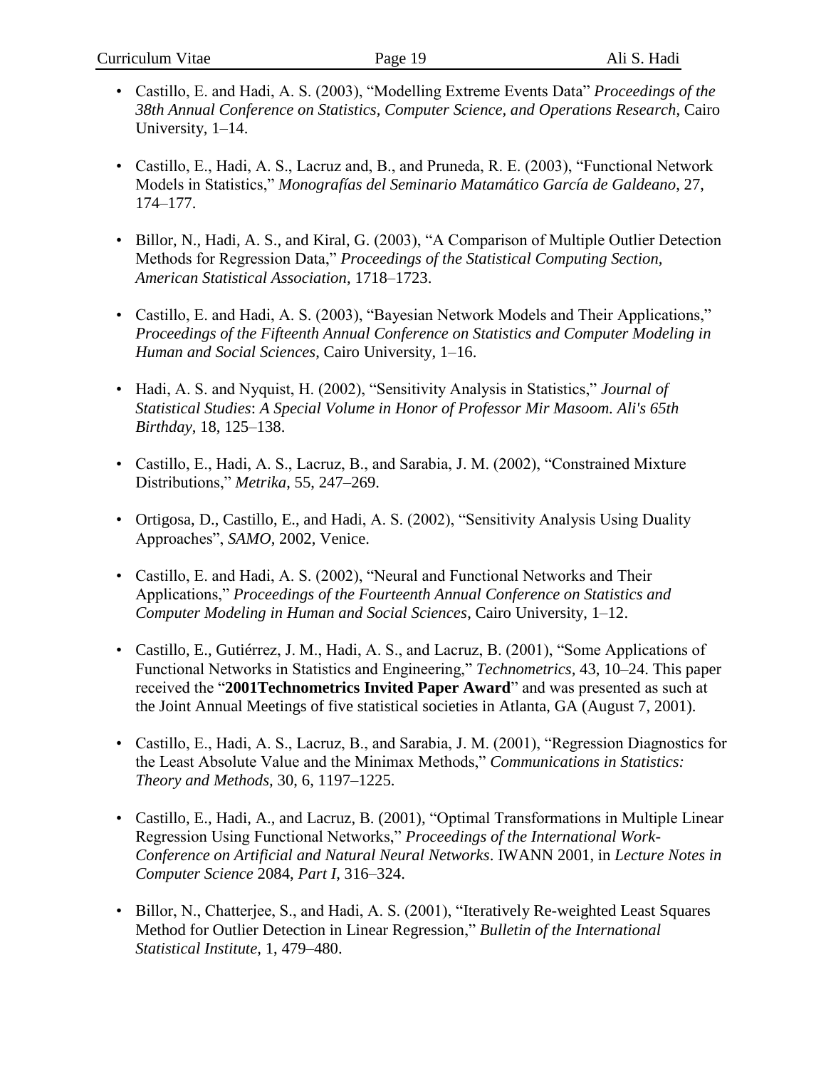- Castillo, E. and Hadi, A. S. (2003), "Modelling Extreme Events Data" *Proceedings of the 38th Annual Conference on Statistics, Computer Science, and Operations Research*, Cairo University, 1–14.

- Castillo, E., Hadi, A. S., Lacruz and, B., and Pruneda, R. E. (2003), "Functional Network Models in Statistics," *Monografías del Seminario Matamático García de Galdeano,* 27, 174–177.

- Billor, N., Hadi, A. S., and Kiral, G. (2003), "A Comparison of Multiple Outlier Detection Methods for Regression Data," *Proceedings of the Statistical Computing Section, American Statistical Association,* 1718–1723.

- Castillo, E. and Hadi, A. S. (2003), "Bayesian Network Models and Their Applications," *Proceedings of the Fifteenth Annual Conference on Statistics and Computer Modeling in Human and Social Sciences*, Cairo University, 1–16.

- Hadi, A. S. and Nyquist, H. (2002), "Sensitivity Analysis in Statistics," *Journal of Statistical Studies*: *A Special Volume in Honor of Professor Mir Masoom. Ali's 65th Birthday*, 18, 125–138.

- Castillo, E., Hadi, A. S., Lacruz, B., and Sarabia, J. M. (2002), "Constrained Mixture Distributions," *Metrika*, 55, 247–269.

- Ortigosa, D., Castillo, E., and Hadi, A. S. (2002), "Sensitivity Analysis Using Duality Approaches", *SAMO*, 2002, Venice.

- Castillo, E. and Hadi, A. S. (2002), "Neural and Functional Networks and Their Applications," *Proceedings of the Fourteenth Annual Conference on Statistics and Computer Modeling in Human and Social Sciences*, Cairo University, 1–12.

- Castillo, E., Gutiérrez, J. M., Hadi, A. S., and Lacruz, B. (2001), "Some Applications of Functional Networks in Statistics and Engineering," *Technometrics,* 43, 10–24. This paper received the "**2001Technometrics Invited Paper Award**" and was presented as such at the Joint Annual Meetings of five statistical societies in Atlanta, GA (August 7, 2001).

- Castillo, E., Hadi, A. S., Lacruz, B., and Sarabia, J. M. (2001), "Regression Diagnostics for the Least Absolute Value and the Minimax Methods," *Communications in Statistics: Theory and Methods,* 30, 6, 1197–1225.

- Castillo, E., Hadi, A., and Lacruz, B. (2001), "Optimal Transformations in Multiple Linear Regression Using Functional Networks," *Proceedings of the International Work-Conference on Artificial and Natural Neural Networks*. IWANN 2001, in *Lecture Notes in Computer Science* 2084, *Part I*, 316–324.

- Billor, N., Chatterjee, S., and Hadi, A. S. (2001), "Iteratively Re-weighted Least Squares Method for Outlier Detection in Linear Regression," *Bulletin of the International Statistical Institute,* 1, 479–480.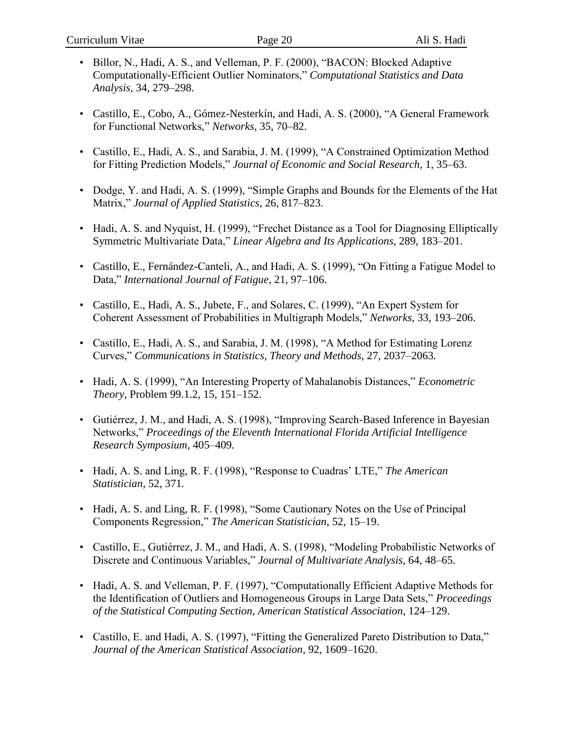- Billor, N., Hadi, A. S., and Velleman, P. F. (2000), "BACON: Blocked Adaptive Computationally-Efficient Outlier Nominators," *Computational Statistics and Data Analysis,* 34, 279–298.

- Castillo, E., Cobo, A., Gómez-Nesterkín, and Hadi, A. S. (2000), "A General Framework for Functional Networks," *Networks*, 35, 70–82.

- Castillo, E., Hadi, A. S., and Sarabia, J. M. (1999), "A Constrained Optimization Method for Fitting Prediction Models," *Journal of Economic and Social Research,* 1, 35–63.

- Dodge, Y. and Hadi, A. S. (1999), "Simple Graphs and Bounds for the Elements of the Hat Matrix," *Journal of Applied Statistics*, 26, 817–823.

- Hadi, A. S. and Nyquist, H. (1999), "Frechet Distance as a Tool for Diagnosing Elliptically Symmetric Multivariate Data," *Linear Algebra and Its Applications,* 289, 183–201.

- Castillo, E., Fernández-Canteli, A., and Hadi, A. S. (1999), "On Fitting a Fatigue Model to Data," *International Journal of Fatigue*, 21, 97–106.

- Castillo, E., Hadi, A. S., Jubete, F., and Solares, C. (1999), "An Expert System for Coherent Assessment of Probabilities in Multigraph Models," *Networks*, 33, 193–206.

- Castillo, E., Hadi, A. S., and Sarabia, J. M. (1998), "A Method for Estimating Lorenz Curves," *Communications in Statistics, Theory and Methods,* 27, 2037–2063.

- Hadi, A. S. (1999), "An Interesting Property of Mahalanobis Distances," *Econometric Theory*, Problem 99.1.2, 15, 151–152.

- Gutiérrez, J. M., and Hadi, A. S. (1998), "Improving Search-Based Inference in Bayesian Networks," *Proceedings of the Eleventh International Florida Artificial Intelligence Research Symposium,* 405–409.

- Hadi, A. S. and Ling, R. F. (1998), "Response to Cuadras' LTE," *The American Statistician*, 52, 371.

- Hadi, A. S. and Ling, R. F. (1998), "Some Cautionary Notes on the Use of Principal Components Regression," *The American Statistician*, 52, 15–19.

- Castillo, E., Gutiérrez, J. M., and Hadi, A. S. (1998), "Modeling Probabilistic Networks of Discrete and Continuous Variables," *Journal of Multivariate Analysis*, 64, 48–65.

- Hadi, A. S. and Velleman, P. F. (1997), "Computationally Efficient Adaptive Methods for the Identification of Outliers and Homogeneous Groups in Large Data Sets," *Proceedings of the Statistical Computing Section, American Statistical Association*, 124–129.

- Castillo, E. and Hadi, A. S. (1997), "Fitting the Generalized Pareto Distribution to Data," *Journal of the American Statistical Association*, 92, 1609–1620.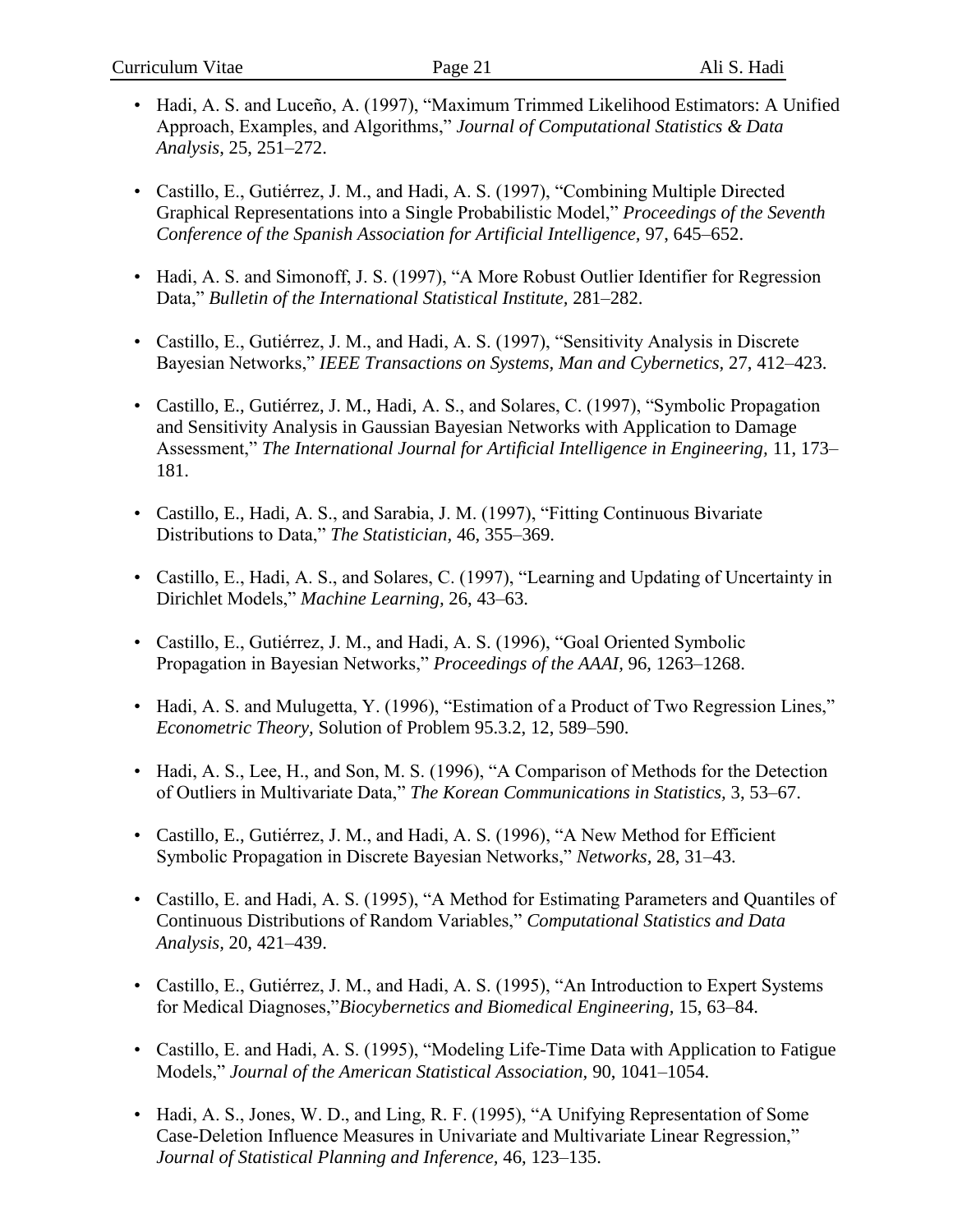- Hadi, A. S. and Luceño, A. (1997), "Maximum Trimmed Likelihood Estimators: A Unified Approach, Examples, and Algorithms," *Journal of Computational Statistics & Data Analysis,* 25, 251–272.

- Castillo, E., Gutiérrez, J. M., and Hadi, A. S. (1997), "Combining Multiple Directed Graphical Representations into a Single Probabilistic Model," *Proceedings of the Seventh Conference of the Spanish Association for Artificial Intelligence,* 97, 645–652.

- Hadi, A. S. and Simonoff, J. S. (1997), "A More Robust Outlier Identifier for Regression Data," *Bulletin of the International Statistical Institute,* 281–282.

- Castillo, E., Gutiérrez, J. M., and Hadi, A. S. (1997), "Sensitivity Analysis in Discrete Bayesian Networks," *IEEE Transactions on Systems, Man and Cybernetics,* 27, 412–423.

- Castillo, E., Gutiérrez, J. M., Hadi, A. S., and Solares, C. (1997), "Symbolic Propagation and Sensitivity Analysis in Gaussian Bayesian Networks with Application to Damage Assessment," *The International Journal for Artificial Intelligence in Engineering,* 11, 173–181.

- Castillo, E., Hadi, A. S., and Sarabia, J. M. (1997), "Fitting Continuous Bivariate Distributions to Data," *The Statistician,* 46, 355–369.

- Castillo, E., Hadi, A. S., and Solares, C. (1997), "Learning and Updating of Uncertainty in Dirichlet Models," *Machine Learning,* 26, 43–63.

- Castillo, E., Gutiérrez, J. M., and Hadi, A. S. (1996), "Goal Oriented Symbolic Propagation in Bayesian Networks," *Proceedings of the AAAI,* 96, 1263–1268.

- Hadi, A. S. and Mulugetta, Y. (1996), "Estimation of a Product of Two Regression Lines," *Econometric Theory,* Solution of Problem 95.3.2, 12, 589–590.

- Hadi, A. S., Lee, H., and Son, M. S. (1996), "A Comparison of Methods for the Detection of Outliers in Multivariate Data," *The Korean Communications in Statistics,* 3, 53–67.

- Castillo, E., Gutiérrez, J. M., and Hadi, A. S. (1996), "A New Method for Efficient Symbolic Propagation in Discrete Bayesian Networks," *Networks,* 28, 31–43.

- Castillo, E. and Hadi, A. S. (1995), "A Method for Estimating Parameters and Quantiles of Continuous Distributions of Random Variables," *Computational Statistics and Data Analysis,* 20, 421–439.

- Castillo, E., Gutiérrez, J. M., and Hadi, A. S. (1995), "An Introduction to Expert Systems for Medical Diagnoses,"*Biocybernetics and Biomedical Engineering,* 15, 63–84.

- Castillo, E. and Hadi, A. S. (1995), "Modeling Life-Time Data with Application to Fatigue Models," *Journal of the American Statistical Association,* 90, 1041–1054.

- Hadi, A. S., Jones, W. D., and Ling, R. F. (1995), "A Unifying Representation of Some Case-Deletion Influence Measures in Univariate and Multivariate Linear Regression," *Journal of Statistical Planning and Inference,* 46, 123–135.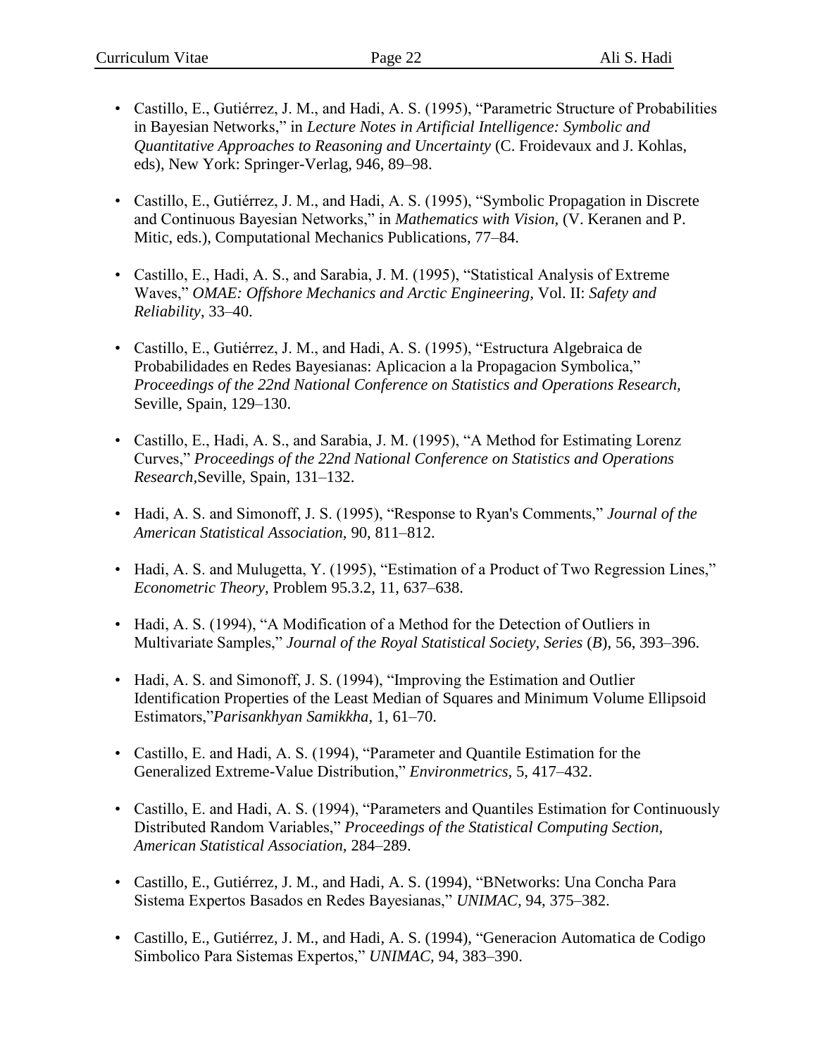- Castillo, E., Gutiérrez, J. M., and Hadi, A. S. (1995), "Parametric Structure of Probabilities in Bayesian Networks," in *Lecture Notes in Artificial Intelligence: Symbolic and Quantitative Approaches to Reasoning and Uncertainty* (C. Froidevaux and J. Kohlas, eds), New York: Springer-Verlag, 946, 89–98.

- Castillo, E., Gutiérrez, J. M., and Hadi, A. S. (1995), "Symbolic Propagation in Discrete and Continuous Bayesian Networks," in *Mathematics with Vision,* (V. Keranen and P. Mitic, eds.), Computational Mechanics Publications, 77–84.

- Castillo, E., Hadi, A. S., and Sarabia, J. M. (1995), "Statistical Analysis of Extreme Waves," *OMAE: Offshore Mechanics and Arctic Engineering,* Vol. II: *Safety and Reliability*, 33–40.

- Castillo, E., Gutiérrez, J. M., and Hadi, A. S. (1995), "Estructura Algebraica de Probabilidades en Redes Bayesianas: Aplicacion a la Propagacion Symbolica," *Proceedings of the 22nd National Conference on Statistics and Operations Research,* Seville, Spain, 129–130.

- Castillo, E., Hadi, A. S., and Sarabia, J. M. (1995), "A Method for Estimating Lorenz Curves," *Proceedings of the 22nd National Conference on Statistics and Operations Research,*Seville, Spain, 131–132.

- Hadi, A. S. and Simonoff, J. S. (1995), "Response to Ryan's Comments," *Journal of the American Statistical Association,* 90, 811–812.

- Hadi, A. S. and Mulugetta, Y. (1995), "Estimation of a Product of Two Regression Lines," *Econometric Theory,* Problem 95.3.2, 11, 637–638.

- Hadi, A. S. (1994), "A Modification of a Method for the Detection of Outliers in Multivariate Samples," *Journal of the Royal Statistical Society, Series* (*B*), 56, 393–396.

- Hadi, A. S. and Simonoff, J. S. (1994), "Improving the Estimation and Outlier Identification Properties of the Least Median of Squares and Minimum Volume Ellipsoid Estimators,"*Parisankhyan Samikkha,* 1, 61–70.

- Castillo, E. and Hadi, A. S. (1994), "Parameter and Quantile Estimation for the Generalized Extreme-Value Distribution," *Environmetrics,* 5, 417–432.

- Castillo, E. and Hadi, A. S. (1994), "Parameters and Quantiles Estimation for Continuously Distributed Random Variables," *Proceedings of the Statistical Computing Section, American Statistical Association,* 284–289.

- Castillo, E., Gutiérrez, J. M., and Hadi, A. S. (1994), "BNetworks: Una Concha Para Sistema Expertos Basados en Redes Bayesianas," *UNIMAC,* 94, 375–382.

- Castillo, E., Gutiérrez, J. M., and Hadi, A. S. (1994), "Generacion Automatica de Codigo Simbolico Para Sistemas Expertos," *UNIMAC,* 94, 383–390.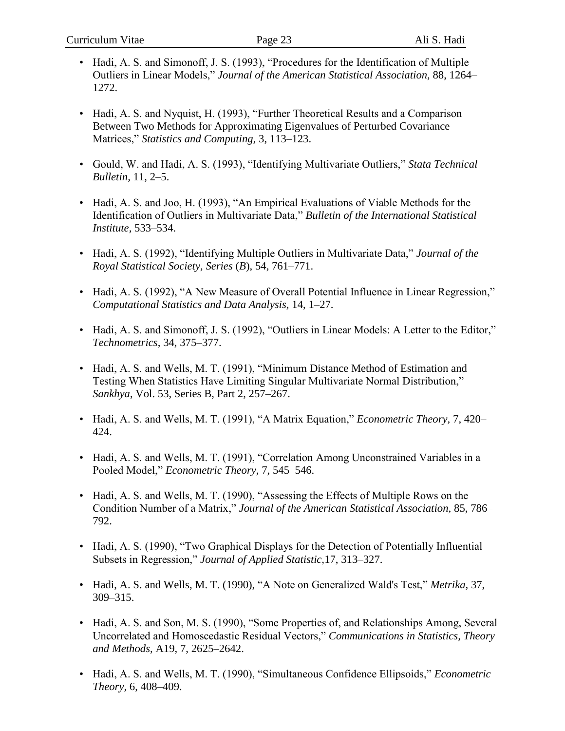- Hadi, A. S. and Simonoff, J. S. (1993), "Procedures for the Identification of Multiple Outliers in Linear Models," *Journal of the American Statistical Association,* 88, 1264–1272.

- Hadi, A. S. and Nyquist, H. (1993), "Further Theoretical Results and a Comparison Between Two Methods for Approximating Eigenvalues of Perturbed Covariance Matrices," *Statistics and Computing,* 3, 113–123.

- Gould, W. and Hadi, A. S. (1993), "Identifying Multivariate Outliers," *Stata Technical Bulletin,* 11, 2–5.

- Hadi, A. S. and Joo, H. (1993), "An Empirical Evaluations of Viable Methods for the Identification of Outliers in Multivariate Data," *Bulletin of the International Statistical Institute,* 533–534.

- Hadi, A. S. (1992), "Identifying Multiple Outliers in Multivariate Data," *Journal of the Royal Statistical Society, Series* (*B*), 54, 761–771.

- Hadi, A. S. (1992), "A New Measure of Overall Potential Influence in Linear Regression," *Computational Statistics and Data Analysis,* 14, 1–27.

- Hadi, A. S. and Simonoff, J. S. (1992), "Outliers in Linear Models: A Letter to the Editor," *Technometrics*, 34, 375–377.

- Hadi, A. S. and Wells, M. T. (1991), "Minimum Distance Method of Estimation and Testing When Statistics Have Limiting Singular Multivariate Normal Distribution," *Sankhya*, Vol. 53, Series B, Part 2, 257–267.

- Hadi, A. S. and Wells, M. T. (1991), "A Matrix Equation," *Econometric Theory,* 7, 420–424.

- Hadi, A. S. and Wells, M. T. (1991), "Correlation Among Unconstrained Variables in a Pooled Model," *Econometric Theory,* 7, 545–546.

- Hadi, A. S. and Wells, M. T. (1990), "Assessing the Effects of Multiple Rows on the Condition Number of a Matrix," *Journal of the American Statistical Association,* 85, 786–792.

- Hadi, A. S. (1990), "Two Graphical Displays for the Detection of Potentially Influential Subsets in Regression," *Journal of Applied Statistic,*17, 313–327.

- Hadi, A. S. and Wells, M. T. (1990), "A Note on Generalized Wald's Test," *Metrika,* 37, 309–315.

- Hadi, A. S. and Son, M. S. (1990), "Some Properties of, and Relationships Among, Several Uncorrelated and Homoscedastic Residual Vectors," *Communications in Statistics, Theory and Methods,* A19, 7, 2625–2642.

- Hadi, A. S. and Wells, M. T. (1990), "Simultaneous Confidence Ellipsoids," *Econometric Theory,* 6, 408–409.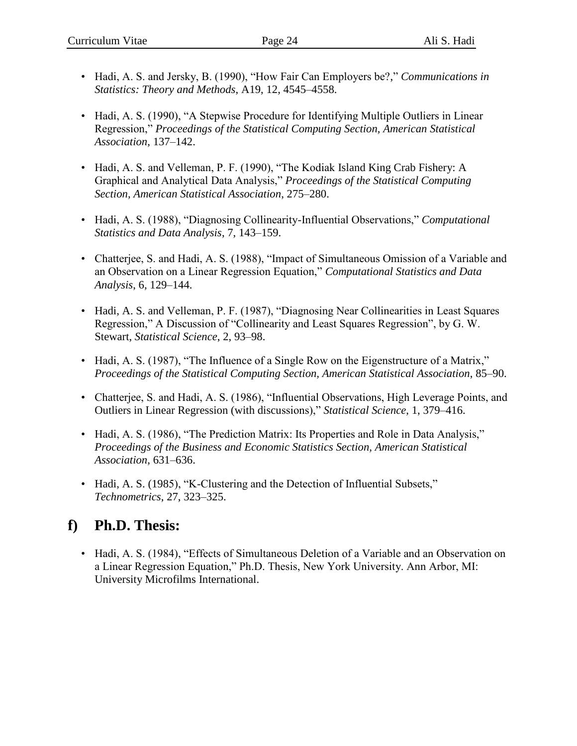- Hadi, A. S. and Jersky, B. (1990), "How Fair Can Employers be?," *Communications in Statistics: Theory and Methods*, A19, 12, 4545–4558.

- Hadi, A. S. (1990), "A Stepwise Procedure for Identifying Multiple Outliers in Linear Regression," *Proceedings of the Statistical Computing Section, American Statistical Association*, 137–142.

- Hadi, A. S. and Velleman, P. F. (1990), "The Kodiak Island King Crab Fishery: A Graphical and Analytical Data Analysis," *Proceedings of the Statistical Computing Section, American Statistical Association,* 275–280.

- Hadi, A. S. (1988), "Diagnosing Collinearity-Influential Observations," *Computational Statistics and Data Analysis*, 7, 143–159.

- Chatterjee, S. and Hadi, A. S. (1988), "Impact of Simultaneous Omission of a Variable and an Observation on a Linear Regression Equation," *Computational Statistics and Data Analysis*, 6, 129–144.

- Hadi, A. S. and Velleman, P. F. (1987), "Diagnosing Near Collinearities in Least Squares Regression," A Discussion of "Collinearity and Least Squares Regression", by G. W. Stewart, *Statistical Science*, 2, 93–98.

- Hadi, A. S. (1987), "The Influence of a Single Row on the Eigenstructure of a Matrix," *Proceedings of the Statistical Computing Section, American Statistical Association*, 85–90.

- Chatterjee, S. and Hadi, A. S. (1986), "Influential Observations, High Leverage Points, and Outliers in Linear Regression (with discussions)," *Statistical Science,* 1, 379–416.

- Hadi, A. S. (1986), "The Prediction Matrix: Its Properties and Role in Data Analysis," *Proceedings of the Business and Economic Statistics Section, American Statistical Association*, 631–636.

- Hadi, A. S. (1985), "K-Clustering and the Detection of Influential Subsets," *Technometrics*, 27, 323–325.

## f) Ph.D. Thesis:

- Hadi, A. S. (1984), "Effects of Simultaneous Deletion of a Variable and an Observation on a Linear Regression Equation," Ph.D. Thesis, New York University. Ann Arbor, MI: University Microfilms International.